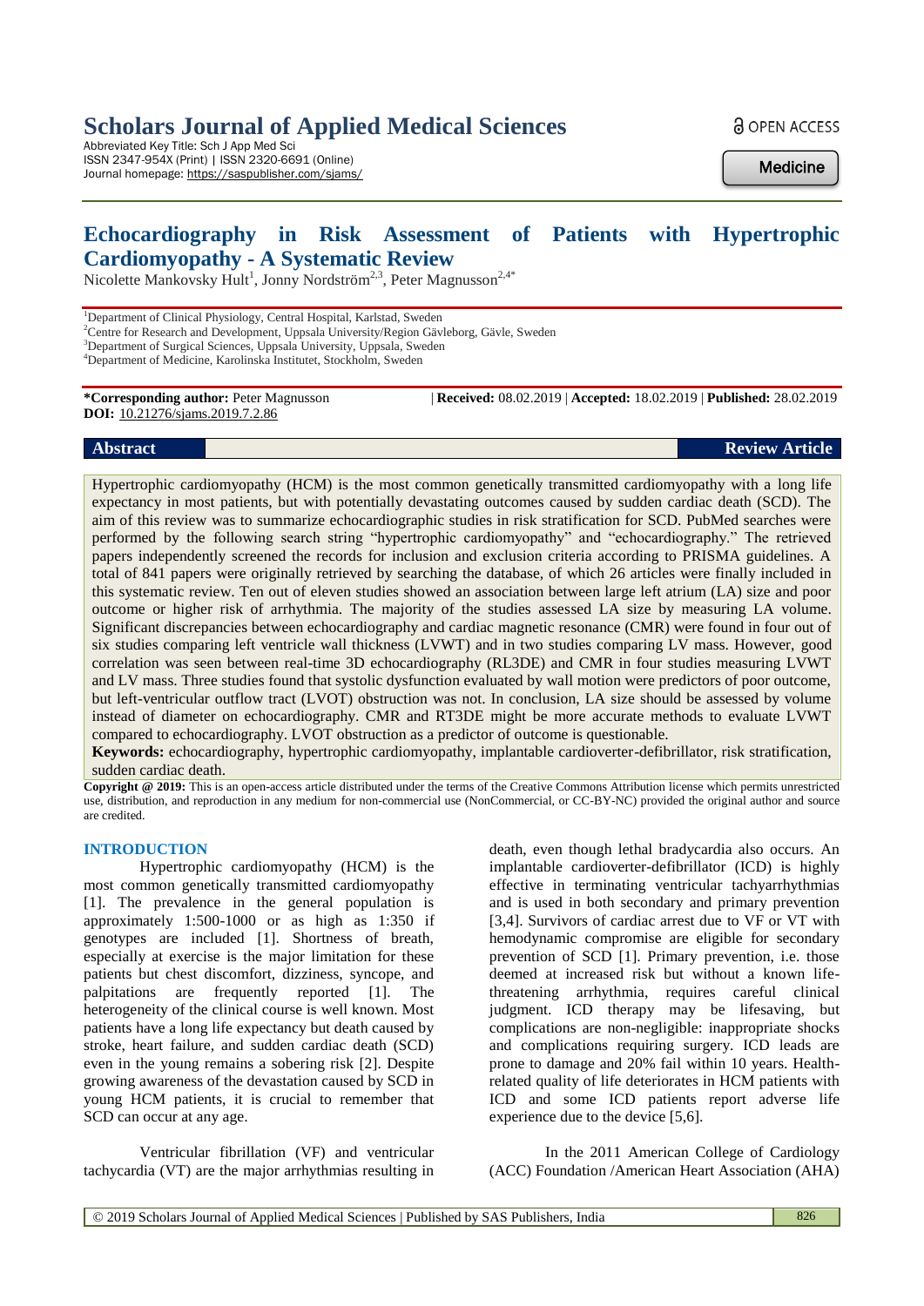# Scholars Journal of Applied Medical Sciences

Abbreviated Key Title: Sch J App Med Sci
ISSN 2347-954X (Print) | ISSN 2320-6691 (Online)
Journal homepage: https://saspublisher.com/sjams/

OPEN ACCESS

Medicine

# Echocardiography in Risk Assessment of Patients with Hypertrophic Cardiomyopathy - A Systematic Review

Nicolette Mankovsky Hult[1], Jonny Nordström[2,3], Peter Magnusson[2,4*]

[1]Department of Clinical Physiology, Central Hospital, Karlstad, Sweden
[2]Centre for Research and Development, Uppsala University/Region Gävleborg, Gävle, Sweden
[3]Department of Surgical Sciences, Uppsala University, Uppsala, Sweden
[4]Department of Medicine, Karolinska Institutet, Stockholm, Sweden

**\*Corresponding author:** Peter Magnusson
**DOI:** 10.21276/sjams.2019.7.2.86

| **Received:** 08.02.2019 | **Accepted:** 18.02.2019 | **Published:** 28.02.2019

## Abstract

**Review Article**

Hypertrophic cardiomyopathy (HCM) is the most common genetically transmitted cardiomyopathy with a long life expectancy in most patients, but with potentially devastating outcomes caused by sudden cardiac death (SCD). The aim of this review was to summarize echocardiographic studies in risk stratification for SCD. PubMed searches were performed by the following search string "hypertrophic cardiomyopathy" and "echocardiography." The retrieved papers independently screened the records for inclusion and exclusion criteria according to PRISMA guidelines. A total of 841 papers were originally retrieved by searching the database, of which 26 articles were finally included in this systematic review. Ten out of eleven studies showed an association between large left atrium (LA) size and poor outcome or higher risk of arrhythmia. The majority of the studies assessed LA size by measuring LA volume. Significant discrepancies between echocardiography and cardiac magnetic resonance (CMR) were found in four out of six studies comparing left ventricle wall thickness (LVWT) and in two studies comparing LV mass. However, good correlation was seen between real-time 3D echocardiography (RL3DE) and CMR in four studies measuring LVWT and LV mass. Three studies found that systolic dysfunction evaluated by wall motion were predictors of poor outcome, but left-ventricular outflow tract (LVOT) obstruction was not. In conclusion, LA size should be assessed by volume instead of diameter on echocardiography. CMR and RT3DE might be more accurate methods to evaluate LVWT compared to echocardiography. LVOT obstruction as a predictor of outcome is questionable.

**Keywords:** echocardiography, hypertrophic cardiomyopathy, implantable cardioverter-defibrillator, risk stratification, sudden cardiac death.

**Copyright @ 2019:** This is an open-access article distributed under the terms of the Creative Commons Attribution license which permits unrestricted use, distribution, and reproduction in any medium for non-commercial use (NonCommercial, or CC-BY-NC) provided the original author and source are credited.

## INTRODUCTION

Hypertrophic cardiomyopathy (HCM) is the most common genetically transmitted cardiomyopathy [1]. The prevalence in the general population is approximately 1:500-1000 or as high as 1:350 if genotypes are included [1]. Shortness of breath, especially at exercise is the major limitation for these patients but chest discomfort, dizziness, syncope, and palpitations are frequently reported [1]. The heterogeneity of the clinical course is well known. Most patients have a long life expectancy but death caused by stroke, heart failure, and sudden cardiac death (SCD) even in the young remains a sobering risk [2]. Despite growing awareness of the devastation caused by SCD in young HCM patients, it is crucial to remember that SCD can occur at any age.

Ventricular fibrillation (VF) and ventricular tachycardia (VT) are the major arrhythmias resulting in death, even though lethal bradycardia also occurs. An implantable cardioverter-defibrillator (ICD) is highly effective in terminating ventricular tachyarrhythmias and is used in both secondary and primary prevention [3,4]. Survivors of cardiac arrest due to VF or VT with hemodynamic compromise are eligible for secondary prevention of SCD [1]. Primary prevention, i.e. those deemed at increased risk but without a known life-threatening arrhythmia, requires careful clinical judgment. ICD therapy may be lifesaving, but complications are non-negligible: inappropriate shocks and complications requiring surgery. ICD leads are prone to damage and 20% fail within 10 years. Health-related quality of life deteriorates in HCM patients with ICD and some ICD patients report adverse life experience due to the device [5,6].

In the 2011 American College of Cardiology (ACC) Foundation /American Heart Association (AHA)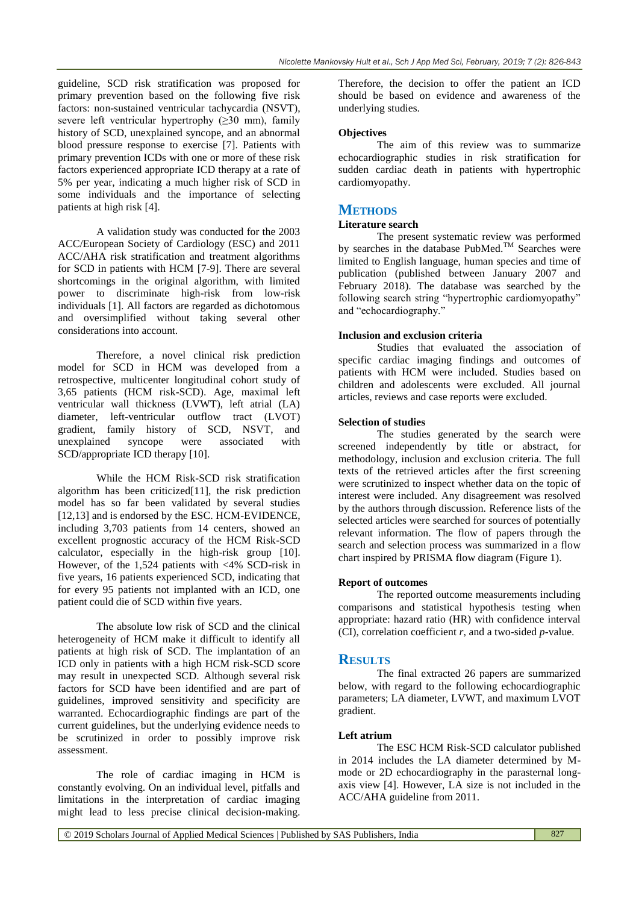guideline, SCD risk stratification was proposed for primary prevention based on the following five risk factors: non-sustained ventricular tachycardia (NSVT), severe left ventricular hypertrophy (≥30 mm), family history of SCD, unexplained syncope, and an abnormal blood pressure response to exercise [7]. Patients with primary prevention ICDs with one or more of these risk factors experienced appropriate ICD therapy at a rate of 5% per year, indicating a much higher risk of SCD in some individuals and the importance of selecting patients at high risk [4].

A validation study was conducted for the 2003 ACC/European Society of Cardiology (ESC) and 2011 ACC/AHA risk stratification and treatment algorithms for SCD in patients with HCM [7-9]. There are several shortcomings in the original algorithm, with limited power to discriminate high-risk from low-risk individuals [1]. All factors are regarded as dichotomous and oversimplified without taking several other considerations into account.

Therefore, a novel clinical risk prediction model for SCD in HCM was developed from a retrospective, multicenter longitudinal cohort study of 3,65 patients (HCM risk-SCD). Age, maximal left ventricular wall thickness (LVWT), left atrial (LA) diameter, left-ventricular outflow tract (LVOT) gradient, family history of SCD, NSVT, and unexplained syncope were associated with SCD/appropriate ICD therapy [10].

While the HCM Risk-SCD risk stratification algorithm has been criticized[11], the risk prediction model has so far been validated by several studies [12,13] and is endorsed by the ESC. HCM-EVIDENCE, including 3,703 patients from 14 centers, showed an excellent prognostic accuracy of the HCM Risk-SCD calculator, especially in the high-risk group [10]. However, of the 1,524 patients with <4% SCD-risk in five years, 16 patients experienced SCD, indicating that for every 95 patients not implanted with an ICD, one patient could die of SCD within five years.

The absolute low risk of SCD and the clinical heterogeneity of HCM make it difficult to identify all patients at high risk of SCD. The implantation of an ICD only in patients with a high HCM risk-SCD score may result in unexpected SCD. Although several risk factors for SCD have been identified and are part of guidelines, improved sensitivity and specificity are warranted. Echocardiographic findings are part of the current guidelines, but the underlying evidence needs to be scrutinized in order to possibly improve risk assessment.

The role of cardiac imaging in HCM is constantly evolving. On an individual level, pitfalls and limitations in the interpretation of cardiac imaging might lead to less precise clinical decision-making. Therefore, the decision to offer the patient an ICD should be based on evidence and awareness of the underlying studies.

### Objectives

The aim of this review was to summarize echocardiographic studies in risk stratification for sudden cardiac death in patients with hypertrophic cardiomyopathy.

## METHODS

### Literature search

The present systematic review was performed by searches in the database PubMed.™ Searches were limited to English language, human species and time of publication (published between January 2007 and February 2018). The database was searched by the following search string "hypertrophic cardiomyopathy" and "echocardiography."

### Inclusion and exclusion criteria

Studies that evaluated the association of specific cardiac imaging findings and outcomes of patients with HCM were included. Studies based on children and adolescents were excluded. All journal articles, reviews and case reports were excluded.

### Selection of studies

The studies generated by the search were screened independently by title or abstract, for methodology, inclusion and exclusion criteria. The full texts of the retrieved articles after the first screening were scrutinized to inspect whether data on the topic of interest were included. Any disagreement was resolved by the authors through discussion. Reference lists of the selected articles were searched for sources of potentially relevant information. The flow of papers through the search and selection process was summarized in a flow chart inspired by PRISMA flow diagram (Figure 1).

### Report of outcomes

The reported outcome measurements including comparisons and statistical hypothesis testing when appropriate: hazard ratio (HR) with confidence interval (CI), correlation coefficient $r$, and a two-sided $p$-value.

## RESULTS

The final extracted 26 papers are summarized below, with regard to the following echocardiographic parameters; LA diameter, LVWT, and maximum LVOT gradient.

### Left atrium

The ESC HCM Risk-SCD calculator published in 2014 includes the LA diameter determined by M-mode or 2D echocardiography in the parasternal long-axis view [4]. However, LA size is not included in the ACC/AHA guideline from 2011.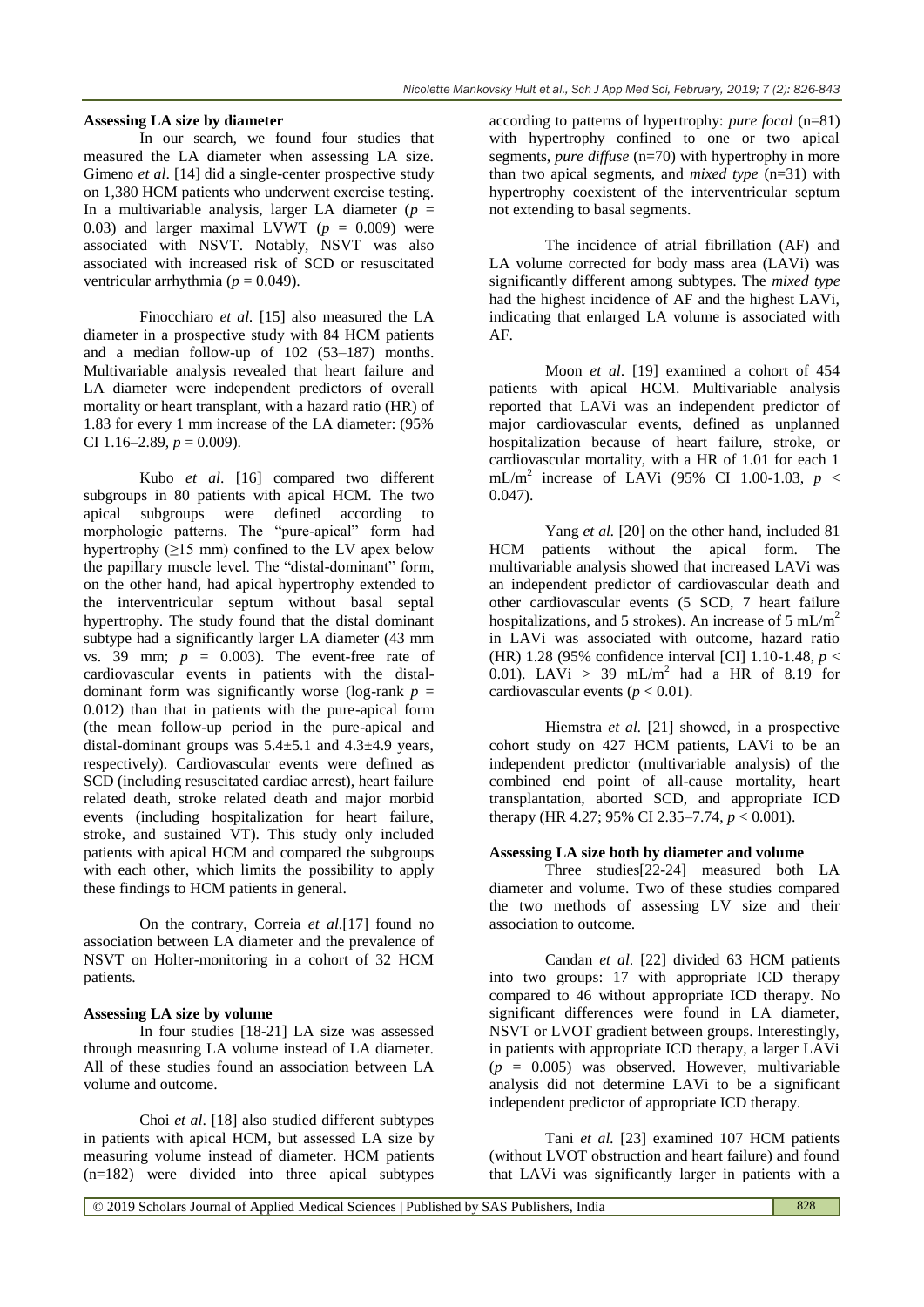### Assessing LA size by diameter

In our search, we found four studies that measured the LA diameter when assessing LA size. Gimeno *et al*. [14] did a single-center prospective study on 1,380 HCM patients who underwent exercise testing. In a multivariable analysis, larger LA diameter ($p$ = 0.03) and larger maximal LVWT ($p$ = 0.009) were associated with NSVT. Notably, NSVT was also associated with increased risk of SCD or resuscitated ventricular arrhythmia ($p$ = 0.049).

Finocchiaro *et al.* [15] also measured the LA diameter in a prospective study with 84 HCM patients and a median follow-up of 102 (53–187) months. Multivariable analysis revealed that heart failure and LA diameter were independent predictors of overall mortality or heart transplant, with a hazard ratio (HR) of 1.83 for every 1 mm increase of the LA diameter: (95% CI 1.16–2.89, $p$ = 0.009).

Kubo *et al*. [16] compared two different subgroups in 80 patients with apical HCM. The two apical subgroups were defined according to morphologic patterns. The "pure-apical" form had hypertrophy (≥15 mm) confined to the LV apex below the papillary muscle level. The "distal-dominant" form, on the other hand, had apical hypertrophy extended to the interventricular septum without basal septal hypertrophy. The study found that the distal dominant subtype had a significantly larger LA diameter (43 mm vs. 39 mm; $p$ = 0.003). The event-free rate of cardiovascular events in patients with the distal-dominant form was significantly worse (log-rank $p$ = 0.012) than that in patients with the pure-apical form (the mean follow-up period in the pure-apical and distal-dominant groups was 5.4±5.1 and 4.3±4.9 years, respectively). Cardiovascular events were defined as SCD (including resuscitated cardiac arrest), heart failure related death, stroke related death and major morbid events (including hospitalization for heart failure, stroke, and sustained VT). This study only included patients with apical HCM and compared the subgroups with each other, which limits the possibility to apply these findings to HCM patients in general.

On the contrary, Correia *et al*.[17] found no association between LA diameter and the prevalence of NSVT on Holter-monitoring in a cohort of 32 HCM patients.

### Assessing LA size by volume

In four studies [18-21] LA size was assessed through measuring LA volume instead of LA diameter. All of these studies found an association between LA volume and outcome.

Choi *et al*. [18] also studied different subtypes in patients with apical HCM, but assessed LA size by measuring volume instead of diameter. HCM patients (n=182) were divided into three apical subtypes according to patterns of hypertrophy: *pure focal* (n=81) with hypertrophy confined to one or two apical segments, *pure diffuse* (n=70) with hypertrophy in more than two apical segments, and *mixed type* (n=31) with hypertrophy coexistent of the interventricular septum not extending to basal segments.

The incidence of atrial fibrillation (AF) and LA volume corrected for body mass area (LAVi) was significantly different among subtypes. The *mixed type* had the highest incidence of AF and the highest LAVi, indicating that enlarged LA volume is associated with AF.

Moon *et al*. [19] examined a cohort of 454 patients with apical HCM. Multivariable analysis reported that LAVi was an independent predictor of major cardiovascular events, defined as unplanned hospitalization because of heart failure, stroke, or cardiovascular mortality, with a HR of 1.01 for each 1 mL/m$^2$ increase of LAVi (95% CI 1.00-1.03, $p$ < 0.047).

Yang *et al.* [20] on the other hand, included 81 HCM patients without the apical form. The multivariable analysis showed that increased LAVi was an independent predictor of cardiovascular death and other cardiovascular events (5 SCD, 7 heart failure hospitalizations, and 5 strokes). An increase of 5 mL/m$^2$ in LAVi was associated with outcome, hazard ratio (HR) 1.28 (95% confidence interval [CI] 1.10-1.48, $p$ < 0.01). LAVi > 39 mL/m$^2$ had a HR of 8.19 for cardiovascular events ($p$ < 0.01).

Hiemstra *et al.* [21] showed, in a prospective cohort study on 427 HCM patients, LAVi to be an independent predictor (multivariable analysis) of the combined end point of all-cause mortality, heart transplantation, aborted SCD, and appropriate ICD therapy (HR 4.27; 95% CI 2.35–7.74, $p$ < 0.001).

### Assessing LA size both by diameter and volume

Three studies[22-24] measured both LA diameter and volume. Two of these studies compared the two methods of assessing LV size and their association to outcome.

Candan *et al*. [22] divided 63 HCM patients into two groups: 17 with appropriate ICD therapy compared to 46 without appropriate ICD therapy. No significant differences were found in LA diameter, NSVT or LVOT gradient between groups. Interestingly, in patients with appropriate ICD therapy, a larger LAVi ($p$ = 0.005) was observed. However, multivariable analysis did not determine LAVi to be a significant independent predictor of appropriate ICD therapy.

Tani *et al.* [23] examined 107 HCM patients (without LVOT obstruction and heart failure) and found that LAVi was significantly larger in patients with a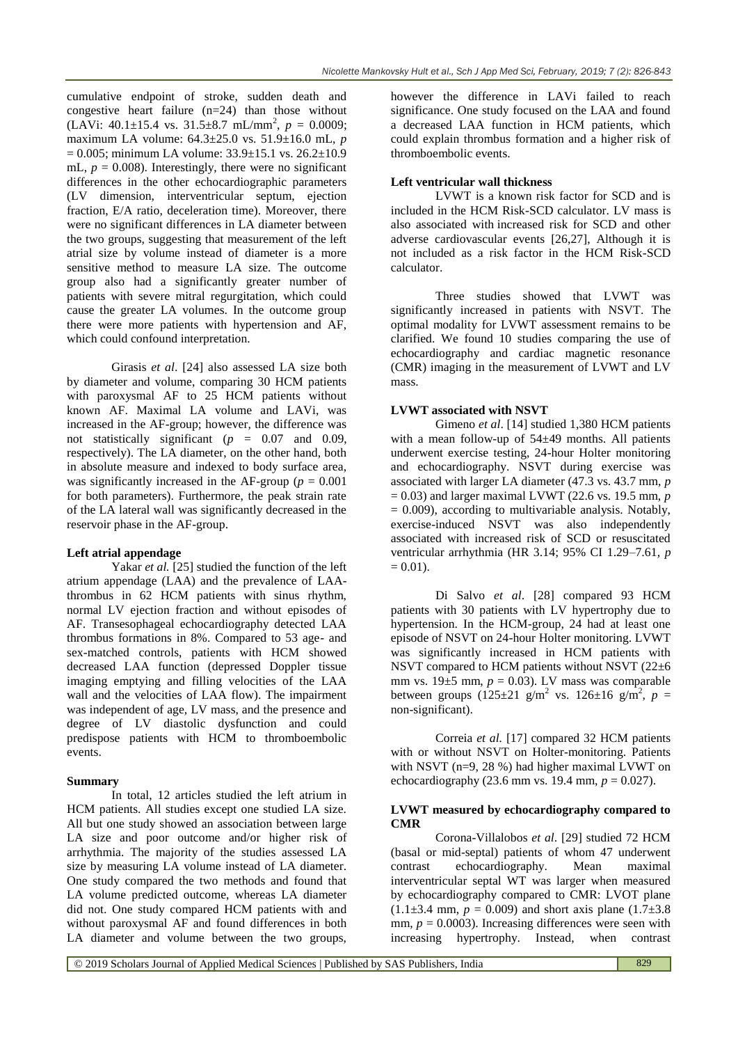cumulative endpoint of stroke, sudden death and congestive heart failure (n=24) than those without (LAVi: 40.1±15.4 vs. 31.5±8.7 mL/mm$^2$, $p$ = 0.0009; maximum LA volume: 64.3±25.0 vs. 51.9±16.0 mL, $p$ = 0.005; minimum LA volume: 33.9±15.1 vs. 26.2±10.9 mL, $p$ = 0.008). Interestingly, there were no significant differences in the other echocardiographic parameters (LV dimension, interventricular septum, ejection fraction, E/A ratio, deceleration time). Moreover, there were no significant differences in LA diameter between the two groups, suggesting that measurement of the left atrial size by volume instead of diameter is a more sensitive method to measure LA size. The outcome group also had a significantly greater number of patients with severe mitral regurgitation, which could cause the greater LA volumes. In the outcome group there were more patients with hypertension and AF, which could confound interpretation.

Girasis *et al*. [24] also assessed LA size both by diameter and volume, comparing 30 HCM patients with paroxysmal AF to 25 HCM patients without known AF. Maximal LA volume and LAVi, was increased in the AF-group; however, the difference was not statistically significant ($p$ = 0.07 and 0.09, respectively). The LA diameter, on the other hand, both in absolute measure and indexed to body surface area, was significantly increased in the AF-group ($p$ = 0.001 for both parameters). Furthermore, the peak strain rate of the LA lateral wall was significantly decreased in the reservoir phase in the AF-group.

**Left atrial appendage**

Yakar *et al.* [25] studied the function of the left atrium appendage (LAA) and the prevalence of LAA-thrombus in 62 HCM patients with sinus rhythm, normal LV ejection fraction and without episodes of AF. Transesophageal echocardiography detected LAA thrombus formations in 8%. Compared to 53 age- and sex-matched controls, patients with HCM showed decreased LAA function (depressed Doppler tissue imaging emptying and filling velocities of the LAA wall and the velocities of LAA flow). The impairment was independent of age, LV mass, and the presence and degree of LV diastolic dysfunction and could predispose patients with HCM to thromboembolic events.

**Summary**

In total, 12 articles studied the left atrium in HCM patients. All studies except one studied LA size. All but one study showed an association between large LA size and poor outcome and/or higher risk of arrhythmia. The majority of the studies assessed LA size by measuring LA volume instead of LA diameter. One study compared the two methods and found that LA volume predicted outcome, whereas LA diameter did not. One study compared HCM patients with and without paroxysmal AF and found differences in both LA diameter and volume between the two groups, however the difference in LAVi failed to reach significance. One study focused on the LAA and found a decreased LAA function in HCM patients, which could explain thrombus formation and a higher risk of thromboembolic events.

**Left ventricular wall thickness**

LVWT is a known risk factor for SCD and is included in the HCM Risk-SCD calculator. LV mass is also associated with increased risk for SCD and other adverse cardiovascular events [26,27], Although it is not included as a risk factor in the HCM Risk-SCD calculator.

Three studies showed that LVWT was significantly increased in patients with NSVT. The optimal modality for LVWT assessment remains to be clarified. We found 10 studies comparing the use of echocardiography and cardiac magnetic resonance (CMR) imaging in the measurement of LVWT and LV mass.

**LVWT associated with NSVT**

Gimeno *et al*. [14] studied 1,380 HCM patients with a mean follow-up of 54±49 months. All patients underwent exercise testing, 24-hour Holter monitoring and echocardiography. NSVT during exercise was associated with larger LA diameter (47.3 vs. 43.7 mm, $p$ = 0.03) and larger maximal LVWT (22.6 vs. 19.5 mm, $p$ = 0.009), according to multivariable analysis. Notably, exercise-induced NSVT was also independently associated with increased risk of SCD or resuscitated ventricular arrhythmia (HR 3.14; 95% CI 1.29–7.61, $p$ = 0.01).

Di Salvo *et al*. [28] compared 93 HCM patients with 30 patients with LV hypertrophy due to hypertension. In the HCM-group, 24 had at least one episode of NSVT on 24-hour Holter monitoring. LVWT was significantly increased in HCM patients with NSVT compared to HCM patients without NSVT (22±6 mm vs. 19±5 mm, $p$ = 0.03). LV mass was comparable between groups (125±21 g/m$^2$ vs. 126±16 g/m$^2$, $p$ = non-significant).

Correia *et al.* [17] compared 32 HCM patients with or without NSVT on Holter-monitoring. Patients with NSVT (n=9, 28 %) had higher maximal LVWT on echocardiography (23.6 mm vs. 19.4 mm, $p$ = 0.027).

**LVWT measured by echocardiography compared to CMR**

Corona-Villalobos *et al*. [29] studied 72 HCM (basal or mid-septal) patients of whom 47 underwent contrast echocardiography. Mean maximal interventricular septal WT was larger when measured by echocardiography compared to CMR: LVOT plane (1.1±3.4 mm, $p$ = 0.009) and short axis plane (1.7±3.8 mm, $p$ = 0.0003). Increasing differences were seen with increasing hypertrophy. Instead, when contrast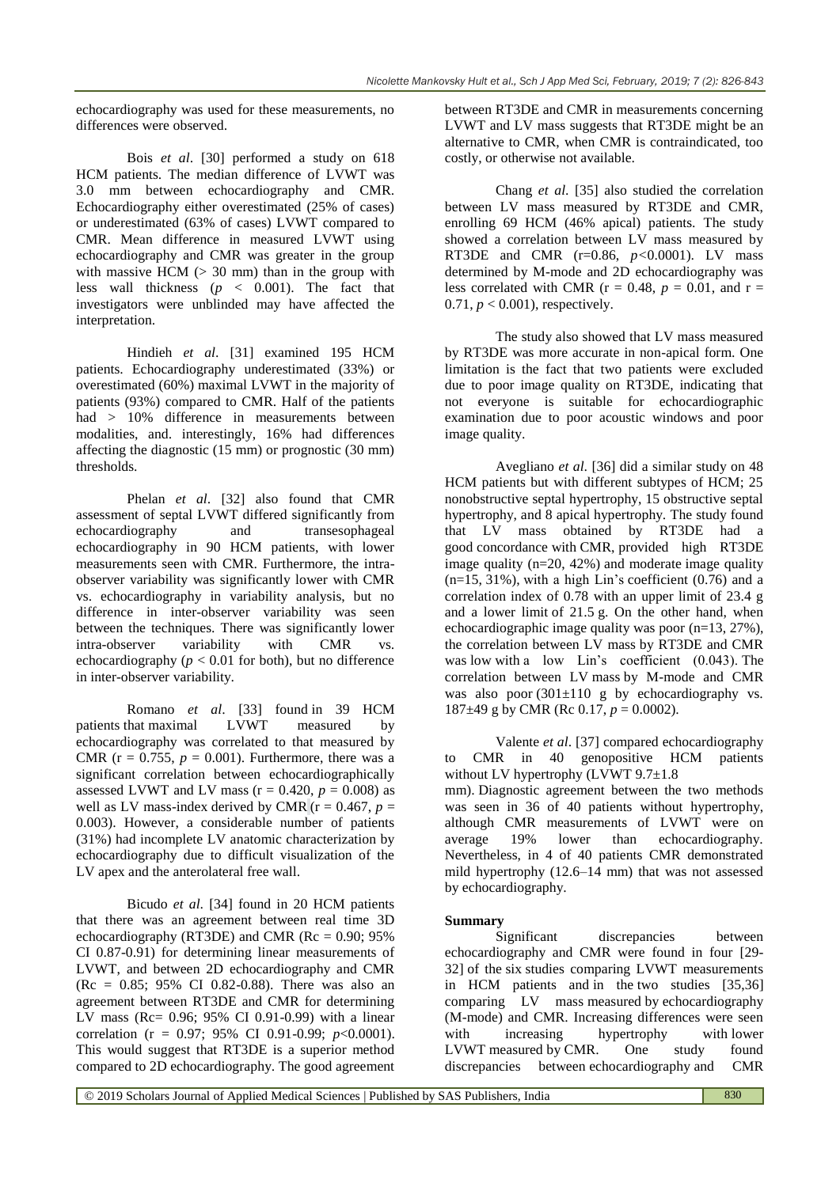echocardiography was used for these measurements, no differences were observed.

Bois *et al*. [30] performed a study on 618 HCM patients. The median difference of LVWT was 3.0 mm between echocardiography and CMR. Echocardiography either overestimated (25% of cases) or underestimated (63% of cases) LVWT compared to CMR. Mean difference in measured LVWT using echocardiography and CMR was greater in the group with massive HCM (> 30 mm) than in the group with less wall thickness ($p < 0.001$). The fact that investigators were unblinded may have affected the interpretation.

Hindieh *et al*. [31] examined 195 HCM patients. Echocardiography underestimated (33%) or overestimated (60%) maximal LVWT in the majority of patients (93%) compared to CMR. Half of the patients had > 10% difference in measurements between modalities, and. interestingly, 16% had differences affecting the diagnostic (15 mm) or prognostic (30 mm) thresholds.

Phelan *et al*. [32] also found that CMR assessment of septal LVWT differed significantly from echocardiography and transesophageal echocardiography in 90 HCM patients, with lower measurements seen with CMR. Furthermore, the intra-observer variability was significantly lower with CMR vs. echocardiography in variability analysis, but no difference in inter-observer variability was seen between the techniques. There was significantly lower intra-observer variability with CMR vs. echocardiography ($p < 0.01$ for both), but no difference in inter-observer variability.

Romano *et al*. [33] found in 39 HCM patients that maximal LVWT measured by echocardiography was correlated to that measured by CMR ($r = 0.755$, $p = 0.001$). Furthermore, there was a significant correlation between echocardiographically assessed LVWT and LV mass ($r = 0.420$, $p = 0.008$) as well as LV mass-index derived by CMR ($r = 0.467$, $p = 0.003$). However, a considerable number of patients (31%) had incomplete LV anatomic characterization by echocardiography due to difficult visualization of the LV apex and the anterolateral free wall.

Bicudo *et al*. [34] found in 20 HCM patients that there was an agreement between real time 3D echocardiography (RT3DE) and CMR (Rc = 0.90; 95% CI 0.87-0.91) for determining linear measurements of LVWT, and between 2D echocardiography and CMR (Rc = 0.85; 95% CI 0.82-0.88). There was also an agreement between RT3DE and CMR for determining LV mass (Rc= 0.96; 95% CI 0.91-0.99) with a linear correlation ($r = 0.97$; 95% CI 0.91-0.99; $p<0.0001$). This would suggest that RT3DE is a superior method compared to 2D echocardiography. The good agreement between RT3DE and CMR in measurements concerning LVWT and LV mass suggests that RT3DE might be an alternative to CMR, when CMR is contraindicated, too costly, or otherwise not available.

Chang *et al*. [35] also studied the correlation between LV mass measured by RT3DE and CMR, enrolling 69 HCM (46% apical) patients. The study showed a correlation between LV mass measured by RT3DE and CMR ($r=0.86$, $p<0.0001$). LV mass determined by M-mode and 2D echocardiography was less correlated with CMR ($r = 0.48$, $p = 0.01$, and $r = 0.71$, $p < 0.001$), respectively.

The study also showed that LV mass measured by RT3DE was more accurate in non-apical form. One limitation is the fact that two patients were excluded due to poor image quality on RT3DE, indicating that not everyone is suitable for echocardiographic examination due to poor acoustic windows and poor image quality.

Avegliano *et al*. [36] did a similar study on 48 HCM patients but with different subtypes of HCM; 25 nonobstructive septal hypertrophy, 15 obstructive septal hypertrophy, and 8 apical hypertrophy. The study found that LV mass obtained by RT3DE had a good concordance with CMR, provided high RT3DE image quality (n=20, 42%) and moderate image quality (n=15, 31%), with a high Lin's coefficient (0.76) and a correlation index of 0.78 with an upper limit of 23.4 g and a lower limit of 21.5 g. On the other hand, when echocardiographic image quality was poor (n=13, 27%), the correlation between LV mass by RT3DE and CMR was low with a low Lin's coefficient (0.043). The correlation between LV mass by M-mode and CMR was also poor (301±110 g by echocardiography vs. 187±49 g by CMR (Rc 0.17, $p = 0.0002$).

Valente *et al*. [37] compared echocardiography to CMR in 40 genopositive HCM patients without LV hypertrophy (LVWT 9.7±1.8 mm). Diagnostic agreement between the two methods was seen in 36 of 40 patients without hypertrophy, although CMR measurements of LVWT were on average 19% lower than echocardiography. Nevertheless, in 4 of 40 patients CMR demonstrated mild hypertrophy (12.6–14 mm) that was not assessed by echocardiography.

**Summary**

Significant discrepancies between echocardiography and CMR were found in four [29-32] of the six studies comparing LVWT measurements in HCM patients and in the two studies [35,36] comparing LV mass measured by echocardiography (M-mode) and CMR. Increasing differences were seen with increasing hypertrophy with lower LVWT measured by CMR. One study found discrepancies between echocardiography and CMR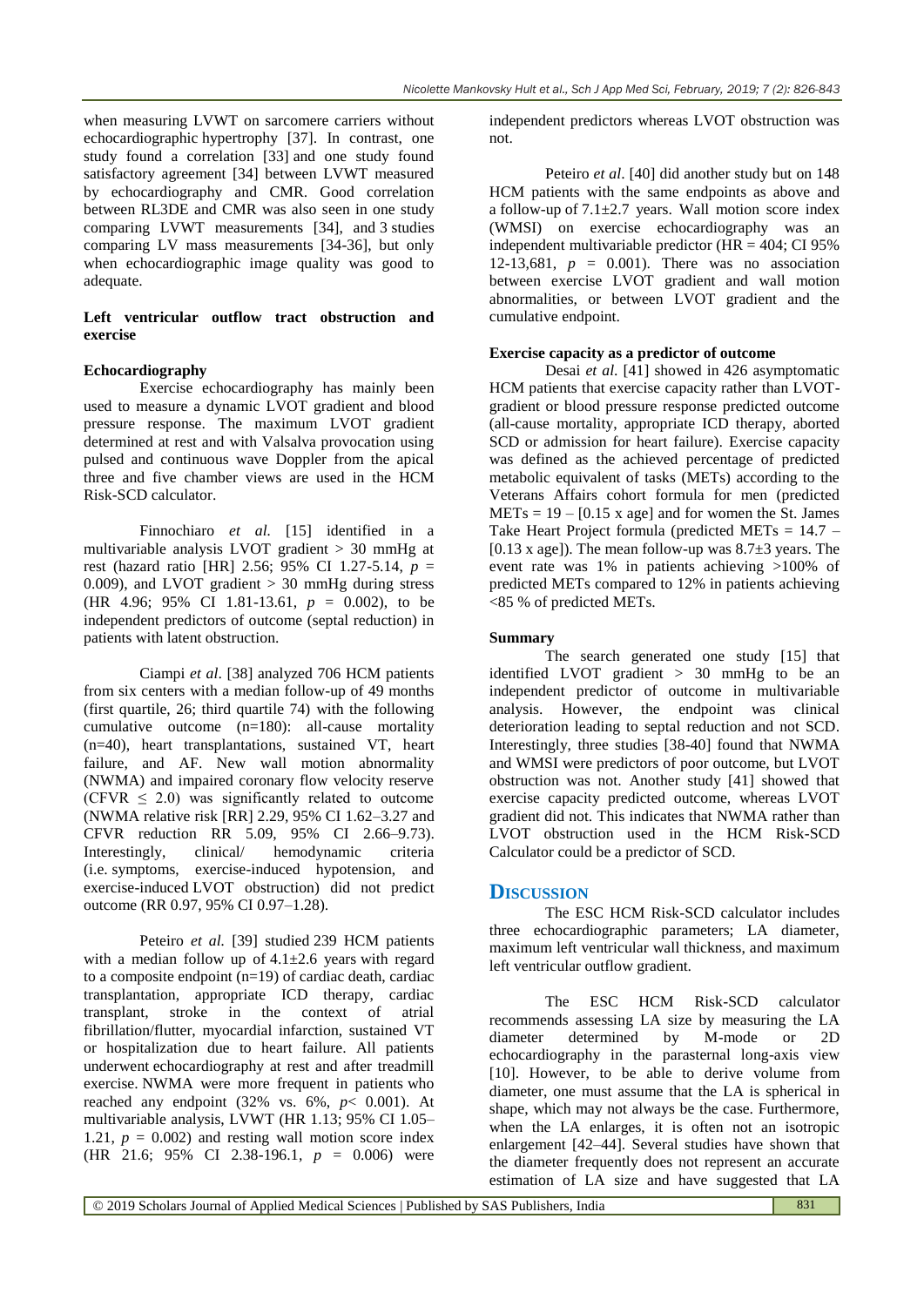when measuring LVWT on sarcomere carriers without echocardiographic hypertrophy [37]. In contrast, one study found a correlation [33] and one study found satisfactory agreement [34] between LVWT measured by echocardiography and CMR. Good correlation between RL3DE and CMR was also seen in one study comparing LVWT measurements [34], and 3 studies comparing LV mass measurements [34-36], but only when echocardiographic image quality was good to adequate.

**Left ventricular outflow tract obstruction and exercise**

**Echocardiography**

Exercise echocardiography has mainly been used to measure a dynamic LVOT gradient and blood pressure response. The maximum LVOT gradient determined at rest and with Valsalva provocation using pulsed and continuous wave Doppler from the apical three and five chamber views are used in the HCM Risk-SCD calculator.

Finnochiaro *et al.* [15] identified in a multivariable analysis LVOT gradient > 30 mmHg at rest (hazard ratio [HR] 2.56; 95% CI 1.27-5.14, $p$ = 0.009), and LVOT gradient > 30 mmHg during stress (HR 4.96; 95% CI 1.81-13.61, $p$ = 0.002), to be independent predictors of outcome (septal reduction) in patients with latent obstruction.

Ciampi *et al*. [38] analyzed 706 HCM patients from six centers with a median follow-up of 49 months (first quartile, 26; third quartile 74) with the following cumulative outcome (n=180): all-cause mortality (n=40), heart transplantations, sustained VT, heart failure, and AF. New wall motion abnormality (NWMA) and impaired coronary flow velocity reserve (CFVR ≤ 2.0) was significantly related to outcome (NWMA relative risk [RR] 2.29, 95% CI 1.62–3.27 and CFVR reduction RR 5.09, 95% CI 2.66–9.73). Interestingly, clinical/ hemodynamic criteria (i.e. symptoms, exercise-induced hypotension, and exercise-induced LVOT obstruction) did not predict outcome (RR 0.97, 95% CI 0.97–1.28).

Peteiro *et al.* [39] studied 239 HCM patients with a median follow up of 4.1±2.6 years with regard to a composite endpoint (n=19) of cardiac death, cardiac transplantation, appropriate ICD therapy, cardiac transplant, stroke in the context of atrial fibrillation/flutter, myocardial infarction, sustained VT or hospitalization due to heart failure. All patients underwent echocardiography at rest and after treadmill exercise. NWMA were more frequent in patients who reached any endpoint (32% vs. 6%, $p$< 0.001). At multivariable analysis, LVWT (HR 1.13; 95% CI 1.05–1.21, $p$ = 0.002) and resting wall motion score index (HR 21.6; 95% CI 2.38-196.1, $p$ = 0.006) were independent predictors whereas LVOT obstruction was not.

Peteiro *et al*. [40] did another study but on 148 HCM patients with the same endpoints as above and a follow-up of 7.1±2.7 years. Wall motion score index (WMSI) on exercise echocardiography was an independent multivariable predictor (HR = 404; CI 95% 12-13,681, $p$ = 0.001). There was no association between exercise LVOT gradient and wall motion abnormalities, or between LVOT gradient and the cumulative endpoint.

**Exercise capacity as a predictor of outcome**

Desai *et al*. [41] showed in 426 asymptomatic HCM patients that exercise capacity rather than LVOT-gradient or blood pressure response predicted outcome (all-cause mortality, appropriate ICD therapy, aborted SCD or admission for heart failure). Exercise capacity was defined as the achieved percentage of predicted metabolic equivalent of tasks (METs) according to the Veterans Affairs cohort formula for men (predicted METs = 19 – [0.15 x age] and for women the St. James Take Heart Project formula (predicted METs = 14.7 – [0.13 x age]). The mean follow-up was 8.7±3 years. The event rate was 1% in patients achieving >100% of predicted METs compared to 12% in patients achieving <85 % of predicted METs.

**Summary**

The search generated one study [15] that identified LVOT gradient > 30 mmHg to be an independent predictor of outcome in multivariable analysis. However, the endpoint was clinical deterioration leading to septal reduction and not SCD. Interestingly, three studies [38-40] found that NWMA and WMSI were predictors of poor outcome, but LVOT obstruction was not. Another study [41] showed that exercise capacity predicted outcome, whereas LVOT gradient did not. This indicates that NWMA rather than LVOT obstruction used in the HCM Risk-SCD Calculator could be a predictor of SCD.

## DISCUSSION

The ESC HCM Risk-SCD calculator includes three echocardiographic parameters; LA diameter, maximum left ventricular wall thickness, and maximum left ventricular outflow gradient.

The ESC HCM Risk-SCD calculator recommends assessing LA size by measuring the LA diameter determined by M-mode or 2D echocardiography in the parasternal long-axis view [10]. However, to be able to derive volume from diameter, one must assume that the LA is spherical in shape, which may not always be the case. Furthermore, when the LA enlarges, it is often not an isotropic enlargement [42–44]. Several studies have shown that the diameter frequently does not represent an accurate estimation of LA size and have suggested that LA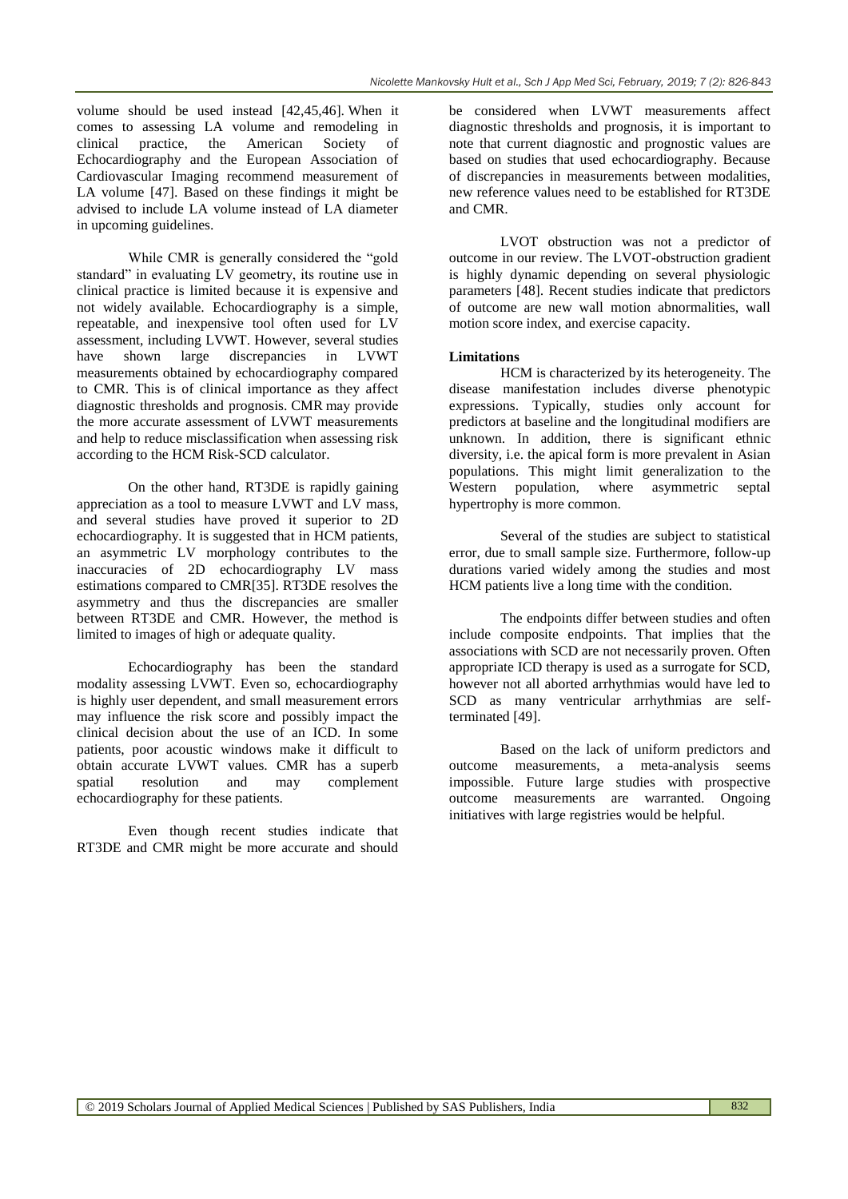volume should be used instead [42,45,46]. When it comes to assessing LA volume and remodeling in clinical practice, the American Society of Echocardiography and the European Association of Cardiovascular Imaging recommend measurement of LA volume [47]. Based on these findings it might be advised to include LA volume instead of LA diameter in upcoming guidelines.

While CMR is generally considered the "gold standard" in evaluating LV geometry, its routine use in clinical practice is limited because it is expensive and not widely available. Echocardiography is a simple, repeatable, and inexpensive tool often used for LV assessment, including LVWT. However, several studies have shown large discrepancies in LVWT measurements obtained by echocardiography compared to CMR. This is of clinical importance as they affect diagnostic thresholds and prognosis. CMR may provide the more accurate assessment of LVWT measurements and help to reduce misclassification when assessing risk according to the HCM Risk-SCD calculator.

On the other hand, RT3DE is rapidly gaining appreciation as a tool to measure LVWT and LV mass, and several studies have proved it superior to 2D echocardiography. It is suggested that in HCM patients, an asymmetric LV morphology contributes to the inaccuracies of 2D echocardiography LV mass estimations compared to CMR[35]. RT3DE resolves the asymmetry and thus the discrepancies are smaller between RT3DE and CMR. However, the method is limited to images of high or adequate quality.

Echocardiography has been the standard modality assessing LVWT. Even so, echocardiography is highly user dependent, and small measurement errors may influence the risk score and possibly impact the clinical decision about the use of an ICD. In some patients, poor acoustic windows make it difficult to obtain accurate LVWT values. CMR has a superb spatial resolution and may complement echocardiography for these patients.

Even though recent studies indicate that RT3DE and CMR might be more accurate and should be considered when LVWT measurements affect diagnostic thresholds and prognosis, it is important to note that current diagnostic and prognostic values are based on studies that used echocardiography. Because of discrepancies in measurements between modalities, new reference values need to be established for RT3DE and CMR.

LVOT obstruction was not a predictor of outcome in our review. The LVOT-obstruction gradient is highly dynamic depending on several physiologic parameters [48]. Recent studies indicate that predictors of outcome are new wall motion abnormalities, wall motion score index, and exercise capacity.

**Limitations**

HCM is characterized by its heterogeneity. The disease manifestation includes diverse phenotypic expressions. Typically, studies only account for predictors at baseline and the longitudinal modifiers are unknown. In addition, there is significant ethnic diversity, i.e. the apical form is more prevalent in Asian populations. This might limit generalization to the Western population, where asymmetric septal hypertrophy is more common.

Several of the studies are subject to statistical error, due to small sample size. Furthermore, follow-up durations varied widely among the studies and most HCM patients live a long time with the condition.

The endpoints differ between studies and often include composite endpoints. That implies that the associations with SCD are not necessarily proven. Often appropriate ICD therapy is used as a surrogate for SCD, however not all aborted arrhythmias would have led to SCD as many ventricular arrhythmias are self-terminated [49].

Based on the lack of uniform predictors and outcome measurements, a meta-analysis seems impossible. Future large studies with prospective outcome measurements are warranted. Ongoing initiatives with large registries would be helpful.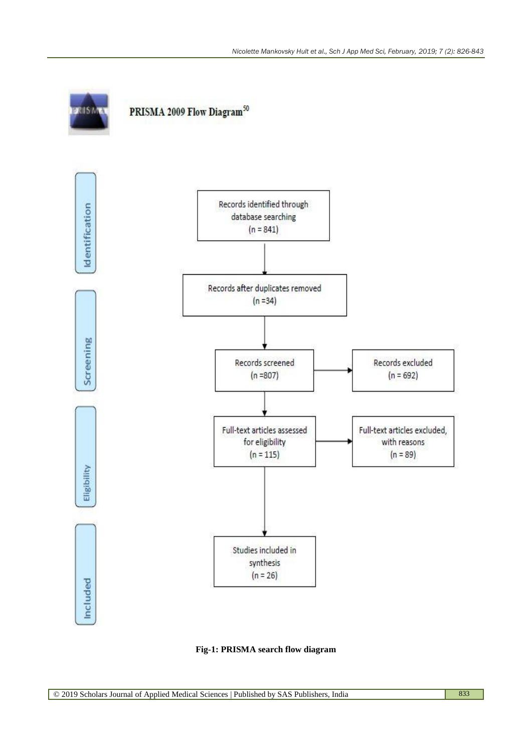PRISMA 2009 Flow Diagram[50]

**Identification**

Records identified through database searching (n = 841)

↓

Records after duplicates removed (n =34)

**Screening**

↓

Records screened (n =807) → Records excluded (n = 692)

**Eligibility**

↓

Full-text articles assessed for eligibility (n = 115) → Full-text articles excluded, with reasons (n = 89)

**Included**

↓

Studies included in synthesis (n = 26)

**Fig-1: PRISMA search flow diagram**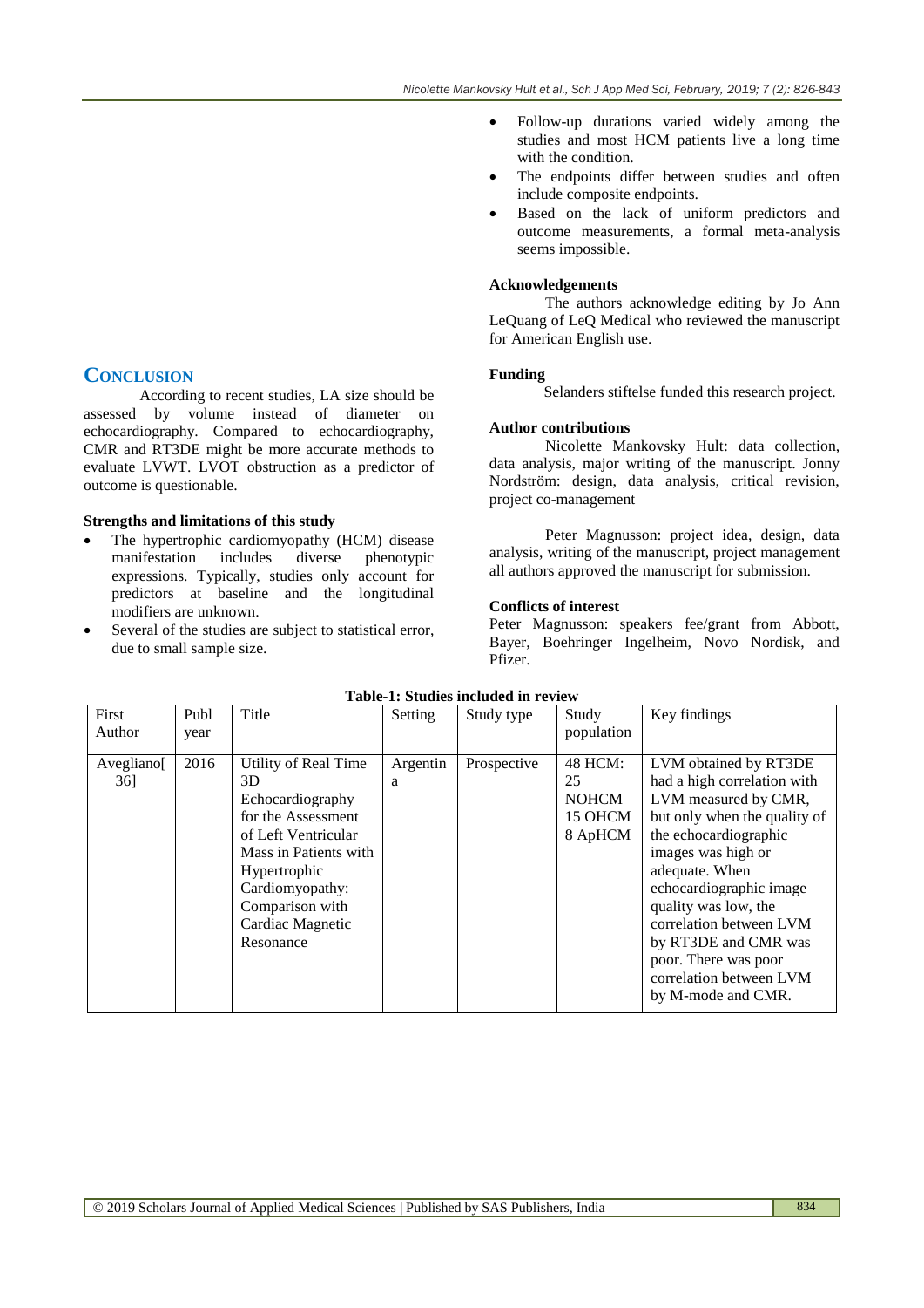- Follow-up durations varied widely among the studies and most HCM patients live a long time with the condition.
- The endpoints differ between studies and often include composite endpoints.
- Based on the lack of uniform predictors and outcome measurements, a formal meta-analysis seems impossible.

## Conclusion

According to recent studies, LA size should be assessed by volume instead of diameter on echocardiography. Compared to echocardiography, CMR and RT3DE might be more accurate methods to evaluate LVWT. LVOT obstruction as a predictor of outcome is questionable.

### Strengths and limitations of this study

- The hypertrophic cardiomyopathy (HCM) disease manifestation includes diverse phenotypic expressions. Typically, studies only account for predictors at baseline and the longitudinal modifiers are unknown.
- Several of the studies are subject to statistical error, due to small sample size.

### Acknowledgements

The authors acknowledge editing by Jo Ann LeQuang of LeQ Medical who reviewed the manuscript for American English use.

### Funding

Selanders stiftelse funded this research project.

### Author contributions

Nicolette Mankovsky Hult: data collection, data analysis, major writing of the manuscript. Jonny Nordström: design, data analysis, critical revision, project co-management

Peter Magnusson: project idea, design, data analysis, writing of the manuscript, project management all authors approved the manuscript for submission.

### Conflicts of interest

Peter Magnusson: speakers fee/grant from Abbott, Bayer, Boehringer Ingelheim, Novo Nordisk, and Pfizer.

**Table-1: Studies included in review**

| First Author | Publ year | Title | Setting | Study type | Study population | Key findings |
|---|---|---|---|---|---|---|
| Avegliano[36] | 2016 | Utility of Real Time 3D Echocardiography for the Assessment of Left Ventricular Mass in Patients with Hypertrophic Cardiomyopathy: Comparison with Cardiac Magnetic Resonance | Argentina | Prospective | 48 HCM: 25 NOHCM 15 OHCM 8 ApHCM | LVM obtained by RT3DE had a high correlation with LVM measured by CMR, but only when the quality of the echocardiographic images was high or adequate. When echocardiographic image quality was low, the correlation between LVM by RT3DE and CMR was poor. There was poor correlation between LVM by M-mode and CMR. |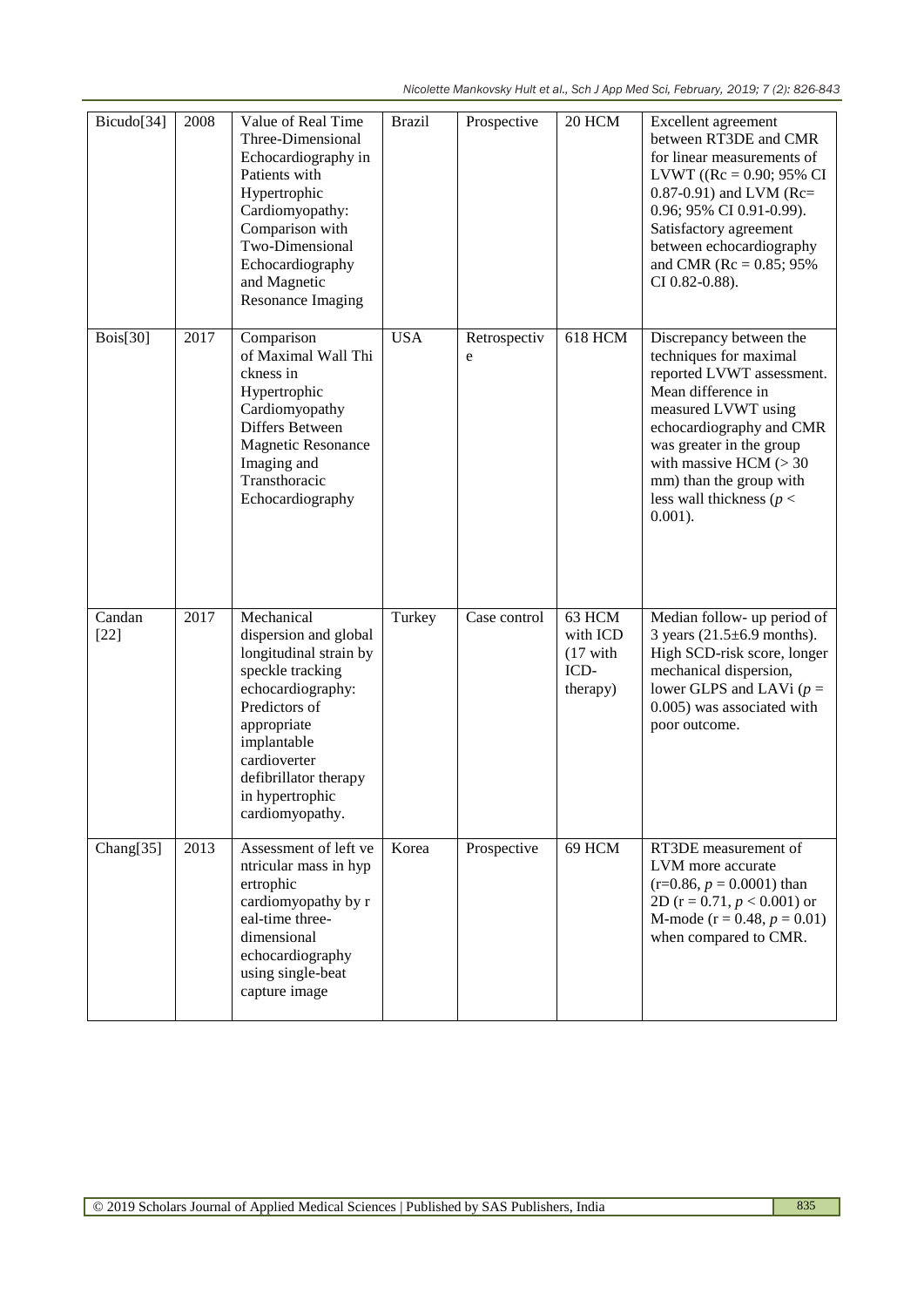| Bicudo[34] | 2008 | Value of Real Time Three-Dimensional Echocardiography in Patients with Hypertrophic Cardiomyopathy: Comparison with Two-Dimensional Echocardiography and Magnetic Resonance Imaging | Brazil | Prospective | 20 HCM | Excellent agreement between RT3DE and CMR for linear measurements of LVWT ((Rc = 0.90; 95% CI 0.87-0.91) and LVM (Rc= 0.96; 95% CI 0.91-0.99). Satisfactory agreement between echocardiography and CMR (Rc = 0.85; 95% CI 0.82-0.88). |
|---|---|---|---|---|---|---|
| Bois[30] | 2017 | Comparison of Maximal Wall Thickness in Hypertrophic Cardiomyopathy Differs Between Magnetic Resonance Imaging and Transthoracic Echocardiography | USA | Retrospective | 618 HCM | Discrepancy between the techniques for maximal reported LVWT assessment. Mean difference in measured LVWT using echocardiography and CMR was greater in the group with massive HCM (> 30 mm) than the group with less wall thickness ($p < 0.001$). |
| Candan [22] | 2017 | Mechanical dispersion and global longitudinal strain by speckle tracking echocardiography: Predictors of appropriate implantable cardioverter defibrillator therapy in hypertrophic cardiomyopathy. | Turkey | Case control | 63 HCM with ICD (17 with ICD-therapy) | Median follow- up period of 3 years (21.5±6.9 months). High SCD-risk score, longer mechanical dispersion, lower GLPS and LAVi ($p = 0.005$) was associated with poor outcome. |
| Chang[35] | 2013 | Assessment of left ventricular mass in hypertrophic cardiomyopathy by real-time three-dimensional echocardiography using single-beat capture image | Korea | Prospective | 69 HCM | RT3DE measurement of LVM more accurate (r=0.86, $p = 0.0001$) than 2D (r = 0.71, $p < 0.001$) or M-mode (r = 0.48, $p = 0.01$) when compared to CMR. |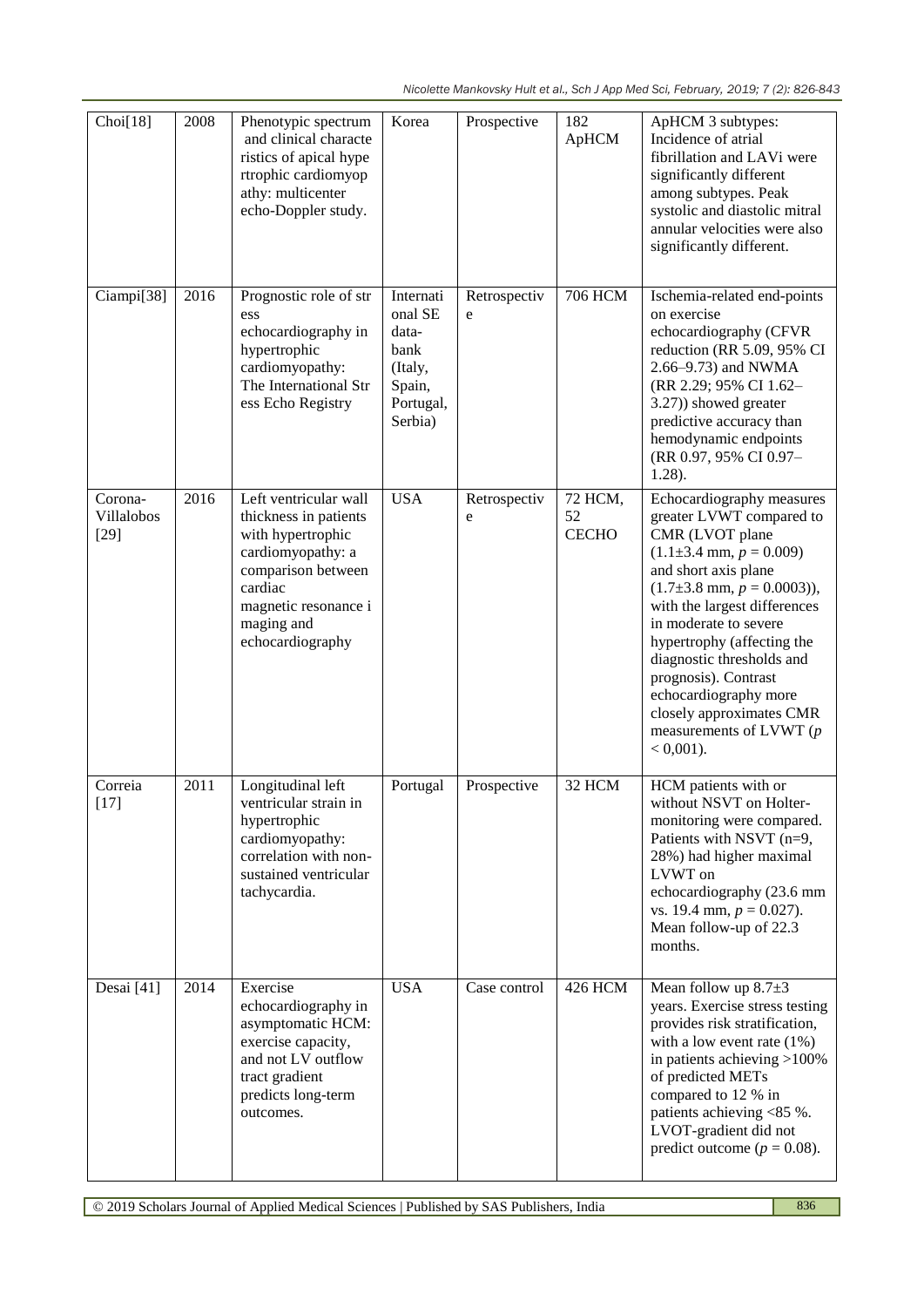| Choi[18] | 2008 | Phenotypic spectrum and clinical characteristics of apical hypertrophic cardiomyopathy: multicenter echo-Doppler study. | Korea | Prospective | 182 ApHCM | ApHCM 3 subtypes: Incidence of atrial fibrillation and LAVi were significantly different among subtypes. Peak systolic and diastolic mitral annular velocities were also significantly different. |
|---|---|---|---|---|---|---|
| Ciampi[38] | 2016 | Prognostic role of stress echocardiography in hypertrophic cardiomyopathy: The International Stress Echo Registry | International SE data-bank (Italy, Spain, Portugal, Serbia) | Retrospective | 706 HCM | Ischemia-related end-points on exercise echocardiography (CFVR reduction (RR 5.09, 95% CI 2.66–9.73) and NWMA (RR 2.29; 95% CI 1.62–3.27)) showed greater predictive accuracy than hemodynamic endpoints (RR 0.97, 95% CI 0.97–1.28). |
| Corona-Villalobos [29] | 2016 | Left ventricular wall thickness in patients with hypertrophic cardiomyopathy: a comparison between cardiac magnetic resonance imaging and echocardiography | USA | Retrospective | 72 HCM, 52 CECHO | Echocardiography measures greater LVWT compared to CMR (LVOT plane (1.1±3.4 mm, $p = 0.009$) and short axis plane (1.7±3.8 mm, $p = 0.0003$)), with the largest differences in moderate to severe hypertrophy (affecting the diagnostic thresholds and prognosis). Contrast echocardiography more closely approximates CMR measurements of LVWT ($p < 0,001$). |
| Correia [17] | 2011 | Longitudinal left ventricular strain in hypertrophic cardiomyopathy: correlation with non-sustained ventricular tachycardia. | Portugal | Prospective | 32 HCM | HCM patients with or without NSVT on Holter-monitoring were compared. Patients with NSVT (n=9, 28%) had higher maximal LVWT on echocardiography (23.6 mm vs. 19.4 mm, $p = 0.027$). Mean follow-up of 22.3 months. |
| Desai [41] | 2014 | Exercise echocardiography in asymptomatic HCM: exercise capacity, and not LV outflow tract gradient predicts long-term outcomes. | USA | Case control | 426 HCM | Mean follow up 8.7±3 years. Exercise stress testing provides risk stratification, with a low event rate (1%) in patients achieving >100% of predicted METs compared to 12 % in patients achieving <85 %. LVOT-gradient did not predict outcome ($p = 0.08$). |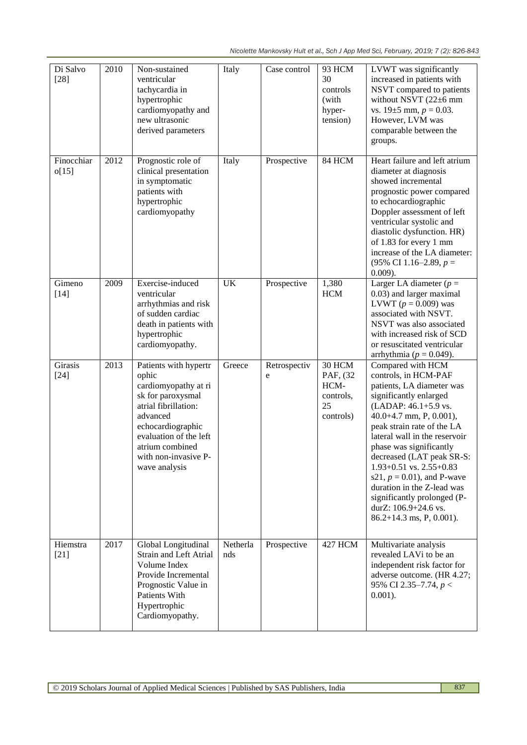| Di Salvo [28] | 2010 | Non-sustained ventricular tachycardia in hypertrophic cardiomyopathy and new ultrasonic derived parameters | Italy | Case control | 93 HCM 30 controls (with hyper-tension) | LVWT was significantly increased in patients with NSVT compared to patients without NSVT (22±6 mm vs. 19±5 mm, $p = 0.03$. However, LVM was comparable between the groups. |
|---|---|---|---|---|---|---|
| Finocchiaro[15] | 2012 | Prognostic role of clinical presentation in symptomatic patients with hypertrophic cardiomyopathy | Italy | Prospective | 84 HCM | Heart failure and left atrium diameter at diagnosis showed incremental prognostic power compared to echocardiographic Doppler assessment of left ventricular systolic and diastolic dysfunction. HR) of 1.83 for every 1 mm increase of the LA diameter: (95% CI 1.16–2.89, $p = 0.009$). |
| Gimeno [14] | 2009 | Exercise-induced ventricular arrhythmias and risk of sudden cardiac death in patients with hypertrophic cardiomyopathy. | UK | Prospective | 1,380 HCM | Larger LA diameter ($p = 0.03$) and larger maximal LVWT ($p = 0.009$) was associated with NSVT. NSVT was also associated with increased risk of SCD or resuscitated ventricular arrhythmia ($p = 0.049$). |
| Girasis [24] | 2013 | Patients with hypertrophic cardiomyopathy at risk for paroxysmal atrial fibrillation: advanced echocardiographic evaluation of the left atrium combined with non-invasive P-wave analysis | Greece | Retrospective | 30 HCM PAF, (32 HCM-controls, 25 controls) | Compared with HCM controls, in HCM-PAF patients, LA diameter was significantly enlarged (LADAP: 46.1+5.9 vs. 40.0+4.7 mm, P, 0.001), peak strain rate of the LA lateral wall in the reservoir phase was significantly decreased (LAT peak SR-S: 1.93+0.51 vs. 2.55+0.83 s21, $p = 0.01$), and P-wave duration in the Z-lead was significantly prolonged (P-durZ: 106.9+24.6 vs. 86.2+14.3 ms, P, 0.001). |
| Hiemstra [21] | 2017 | Global Longitudinal Strain and Left Atrial Volume Index Provide Incremental Prognostic Value in Patients With Hypertrophic Cardiomyopathy. | Netherlands | Prospective | 427 HCM | Multivariate analysis revealed LAVi to be an independent risk factor for adverse outcome. (HR 4.27; 95% CI 2.35–7.74, $p < 0.001$). |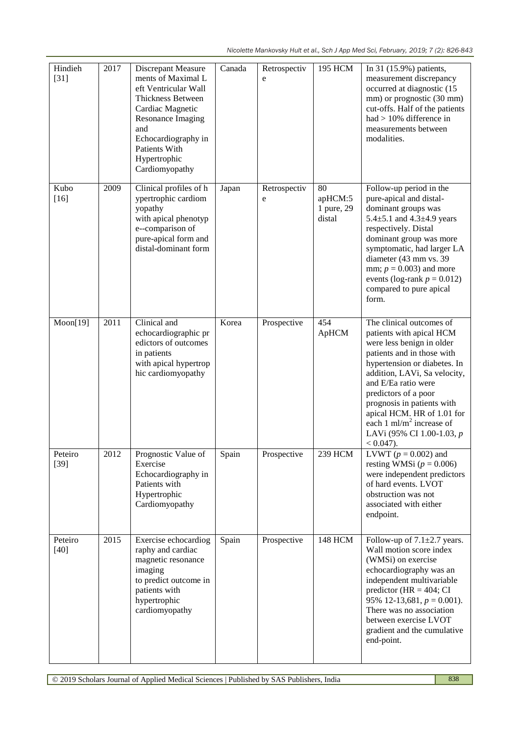| Hindieh [31] | 2017 | Discrepant Measurements of Maximal Left Ventricular Wall Thickness Between Cardiac Magnetic Resonance Imaging and Echocardiography in Patients With Hypertrophic Cardiomyopathy | Canada | Retrospective | 195 HCM | In 31 (15.9%) patients, measurement discrepancy occurred at diagnostic (15 mm) or prognostic (30 mm) cut-offs. Half of the patients had > 10% difference in measurements between modalities. |
|---|---|---|---|---|---|---|
| Kubo [16] | 2009 | Clinical profiles of hypertrophic cardiomyopathy with apical phenotype--comparison of pure-apical form and distal-dominant form | Japan | Retrospective | 80 apHCM:51 pure, 29 distal | Follow-up period in the pure-apical and distal-dominant groups was 5.4±5.1 and 4.3±4.9 years respectively. Distal dominant group was more symptomatic, had larger LA diameter (43 mm vs. 39 mm; $p = 0.003$) and more events (log-rank $p = 0.012$) compared to pure apical form. |
| Moon[19] | 2011 | Clinical and echocardiographic predictors of outcomes in patients with apical hypertrophic cardiomyopathy | Korea | Prospective | 454 ApHCM | The clinical outcomes of patients with apical HCM were less benign in older patients and in those with hypertension or diabetes. In addition, LAVi, Sa velocity, and E/Ea ratio were predictors of a poor prognosis in patients with apical HCM. HR of 1.01 for each 1 ml/m$^2$ increase of LAVi (95% CI 1.00-1.03, $p < 0.047$). |
| Peteiro [39] | 2012 | Prognostic Value of Exercise Echocardiography in Patients with Hypertrophic Cardiomyopathy | Spain | Prospective | 239 HCM | LVWT ($p = 0.002$) and resting WMSi ($p = 0.006$) were independent predictors of hard events. LVOT obstruction was not associated with either endpoint. |
| Peteiro [40] | 2015 | Exercise echocardiography and cardiac magnetic resonance imaging to predict outcome in patients with hypertrophic cardiomyopathy | Spain | Prospective | 148 HCM | Follow-up of 7.1±2.7 years. Wall motion score index (WMSi) on exercise echocardiography was an independent multivariable predictor (HR = 404; CI 95% 12-13,681, $p = 0.001$). There was no association between exercise LVOT gradient and the cumulative end-point. |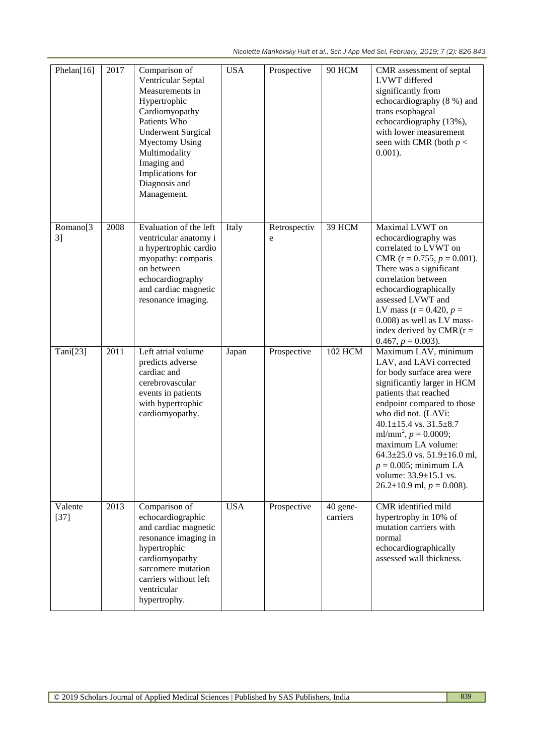| Phelan[16] | 2017 | Comparison of Ventricular Septal Measurements in Hypertrophic Cardiomyopathy Patients Who Underwent Surgical Myectomy Using Multimodality Imaging and Implications for Diagnosis and Management. | USA | Prospective | 90 HCM | CMR assessment of septal LVWT differed significantly from echocardiography (8 %) and trans esophageal echocardiography (13%), with lower measurement seen with CMR (both $p < 0.001$). |
|---|---|---|---|---|---|---|
| Romano[33] | 2008 | Evaluation of the left ventricular anatomy in hypertrophic cardiomyopathy: comparison between echocardiography and cardiac magnetic resonance imaging. | Italy | Retrospective | 39 HCM | Maximal LVWT on echocardiography was correlated to LVWT on CMR ($r = 0.755$, $p = 0.001$). There was a significant correlation between echocardiographically assessed LVWT and LV mass ($r = 0.420$, $p = 0.008$) as well as LV mass-index derived by CMR ($r = 0.467$, $p = 0.003$). |
| Tani[23] | 2011 | Left atrial volume predicts adverse cardiac and cerebrovascular events in patients with hypertrophic cardiomyopathy. | Japan | Prospective | 102 HCM | Maximum LAV, minimum LAV, and LAVi corrected for body surface area were significantly larger in HCM patients that reached endpoint compared to those who did not. (LAVi: 40.1±15.4 vs. 31.5±8.7 ml/mm$^2$, $p = 0.0009$; maximum LA volume: 64.3±25.0 vs. 51.9±16.0 ml, $p = 0.005$; minimum LA volume: 33.9±15.1 vs. 26.2±10.9 ml, $p = 0.008$). |
| Valente [37] | 2013 | Comparison of echocardiographic and cardiac magnetic resonance imaging in hypertrophic cardiomyopathy sarcomere mutation carriers without left ventricular hypertrophy. | USA | Prospective | 40 gene-carriers | CMR identified mild hypertrophy in 10% of mutation carriers with normal echocardiographically assessed wall thickness. |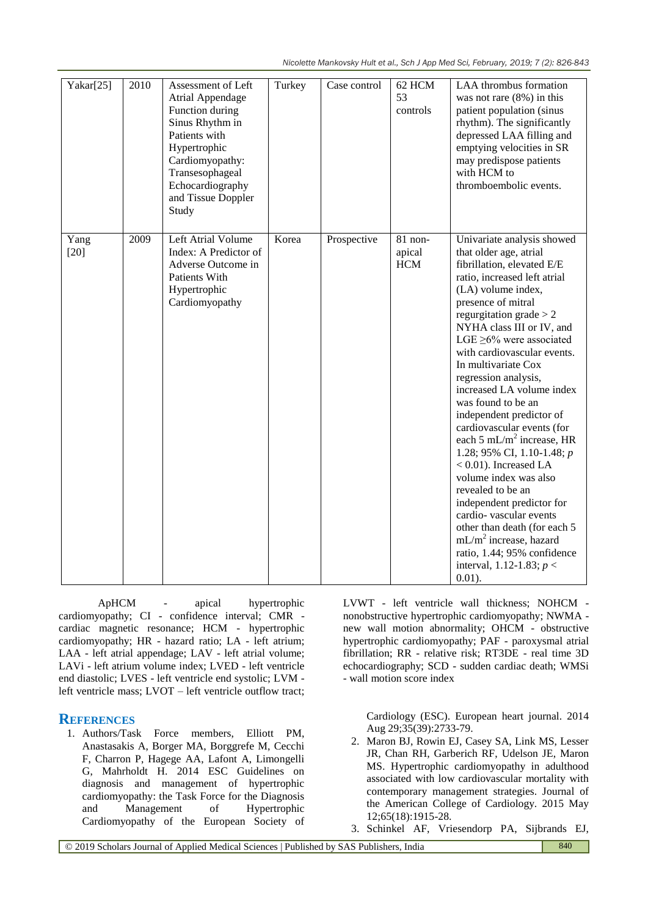| Yakar[25] | 2010 | Assessment of Left Atrial Appendage Function during Sinus Rhythm in Patients with Hypertrophic Cardiomyopathy: Transesophageal Echocardiography and Tissue Doppler Study | Turkey | Case control | 62 HCM 53 controls | LAA thrombus formation was not rare (8%) in this patient population (sinus rhythm). The significantly depressed LAA filling and emptying velocities in SR may predispose patients with HCM to thromboembolic events. |
|---|---|---|---|---|---|---|
| Yang [20] | 2009 | Left Atrial Volume Index: A Predictor of Adverse Outcome in Patients With Hypertrophic Cardiomyopathy | Korea | Prospective | 81 non-apical HCM | Univariate analysis showed that older age, atrial fibrillation, elevated E/E ratio, increased left atrial (LA) volume index, presence of mitral regurgitation grade > 2 NYHA class III or IV, and LGE ≥6% were associated with cardiovascular events. In multivariate Cox regression analysis, increased LA volume index was found to be an independent predictor of cardiovascular events (for each 5 mL/m$^2$ increase, HR 1.28; 95% CI, 1.10-1.48; $p < 0.01$). Increased LA volume index was also revealed to be an independent predictor for cardio- vascular events other than death (for each 5 mL/m$^2$ increase, hazard ratio, 1.44; 95% confidence interval, 1.12-1.83; $p < 0.01$). |

ApHCM - apical hypertrophic cardiomyopathy; CI - confidence interval; CMR - cardiac magnetic resonance; HCM - hypertrophic cardiomyopathy; HR - hazard ratio; LA - left atrium; LAA - left atrial appendage; LAV - left atrial volume; LAVi - left atrium volume index; LVED - left ventricle end diastolic; LVES - left ventricle end systolic; LVM - left ventricle mass; LVOT – left ventricle outflow tract; LVWT - left ventricle wall thickness; NOHCM - nonobstructive hypertrophic cardiomyopathy; NWMA - new wall motion abnormality; OHCM - obstructive hypertrophic cardiomyopathy; PAF - paroxysmal atrial fibrillation; RR - relative risk; RT3DE - real time 3D echocardiography; SCD - sudden cardiac death; WMSi - wall motion score index

## REFERENCES

1. Authors/Task Force members, Elliott PM, Anastasakis A, Borger MA, Borggrefe M, Cecchi F, Charron P, Hagege AA, Lafont A, Limongelli G, Mahrholdt H. 2014 ESC Guidelines on diagnosis and management of hypertrophic cardiomyopathy: the Task Force for the Diagnosis and Management of Hypertrophic Cardiomyopathy of the European Society of Cardiology (ESC). European heart journal. 2014 Aug 29;35(39):2733-79.
2. Maron BJ, Rowin EJ, Casey SA, Link MS, Lesser JR, Chan RH, Garberich RF, Udelson JE, Maron MS. Hypertrophic cardiomyopathy in adulthood associated with low cardiovascular mortality with contemporary management strategies. Journal of the American College of Cardiology. 2015 May 12;65(18):1915-28.
3. Schinkel AF, Vriesendorp PA, Sijbrands EJ,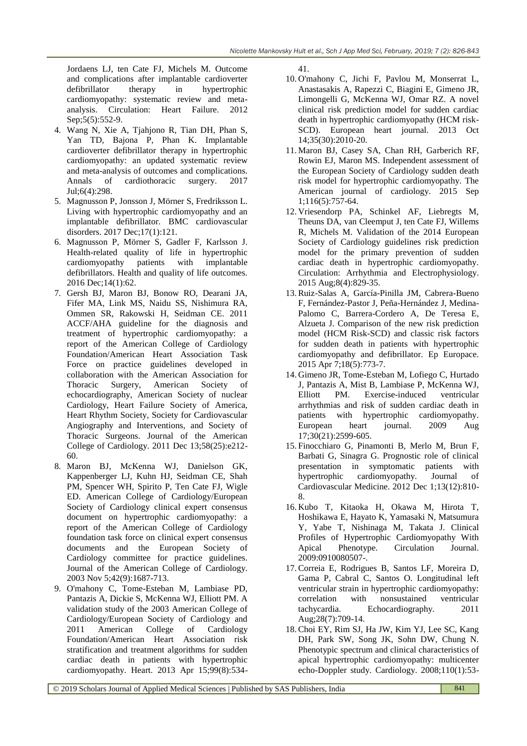Jordaens LJ, ten Cate FJ, Michels M. Outcome and complications after implantable cardioverter defibrillator therapy in hypertrophic cardiomyopathy: systematic review and meta-analysis. Circulation: Heart Failure. 2012 Sep;5(5):552-9.

4. Wang N, Xie A, Tjahjono R, Tian DH, Phan S, Yan TD, Bajona P, Phan K. Implantable cardioverter defibrillator therapy in hypertrophic cardiomyopathy: an updated systematic review and meta-analysis of outcomes and complications. Annals of cardiothoracic surgery. 2017 Jul;6(4):298.
5. Magnusson P, Jonsson J, Mörner S, Fredriksson L. Living with hypertrophic cardiomyopathy and an implantable defibrillator. BMC cardiovascular disorders. 2017 Dec;17(1):121.
6. Magnusson P, Mörner S, Gadler F, Karlsson J. Health-related quality of life in hypertrophic cardiomyopathy patients with implantable defibrillators. Health and quality of life outcomes. 2016 Dec;14(1):62.
7. Gersh BJ, Maron BJ, Bonow RO, Dearani JA, Fifer MA, Link MS, Naidu SS, Nishimura RA, Ommen SR, Rakowski H, Seidman CE. 2011 ACCF/AHA guideline for the diagnosis and treatment of hypertrophic cardiomyopathy: a report of the American College of Cardiology Foundation/American Heart Association Task Force on practice guidelines developed in collaboration with the American Association for Thoracic Surgery, American Society of echocardiography, American Society of nuclear Cardiology, Heart Failure Society of America, Heart Rhythm Society, Society for Cardiovascular Angiography and Interventions, and Society of Thoracic Surgeons. Journal of the American College of Cardiology. 2011 Dec 13;58(25):e212-60.
8. Maron BJ, McKenna WJ, Danielson GK, Kappenberger LJ, Kuhn HJ, Seidman CE, Shah PM, Spencer WH, Spirito P, Ten Cate FJ, Wigle ED. American College of Cardiology/European Society of Cardiology clinical expert consensus document on hypertrophic cardiomyopathy: a report of the American College of Cardiology foundation task force on clinical expert consensus documents and the European Society of Cardiology committee for practice guidelines. Journal of the American College of Cardiology. 2003 Nov 5;42(9):1687-713.
9. O'mahony C, Tome-Esteban M, Lambiase PD, Pantazis A, Dickie S, McKenna WJ, Elliott PM. A validation study of the 2003 American College of Cardiology/European Society of Cardiology and 2011 American College of Cardiology Foundation/American Heart Association risk stratification and treatment algorithms for sudden cardiac death in patients with hypertrophic cardiomyopathy. Heart. 2013 Apr 15;99(8):534-41.
10. O'mahony C, Jichi F, Pavlou M, Monserrat L, Anastasakis A, Rapezzi C, Biagini E, Gimeno JR, Limongelli G, McKenna WJ, Omar RZ. A novel clinical risk prediction model for sudden cardiac death in hypertrophic cardiomyopathy (HCM risk-SCD). European heart journal. 2013 Oct 14;35(30):2010-20.
11. Maron BJ, Casey SA, Chan RH, Garberich RF, Rowin EJ, Maron MS. Independent assessment of the European Society of Cardiology sudden death risk model for hypertrophic cardiomyopathy. The American journal of cardiology. 2015 Sep 1;116(5):757-64.
12. Vriesendorp PA, Schinkel AF, Liebregts M, Theuns DA, van Cleemput J, ten Cate FJ, Willems R, Michels M. Validation of the 2014 European Society of Cardiology guidelines risk prediction model for the primary prevention of sudden cardiac death in hypertrophic cardiomyopathy. Circulation: Arrhythmia and Electrophysiology. 2015 Aug;8(4):829-35.
13. Ruiz-Salas A, García-Pinilla JM, Cabrera-Bueno F, Fernández-Pastor J, Peña-Hernández J, Medina-Palomo C, Barrera-Cordero A, De Teresa E, Alzueta J. Comparison of the new risk prediction model (HCM Risk-SCD) and classic risk factors for sudden death in patients with hypertrophic cardiomyopathy and defibrillator. Ep Europace. 2015 Apr 7;18(5):773-7.
14. Gimeno JR, Tome-Esteban M, Lofiego C, Hurtado J, Pantazis A, Mist B, Lambiase P, McKenna WJ, Elliott PM. Exercise-induced ventricular arrhythmias and risk of sudden cardiac death in patients with hypertrophic cardiomyopathy. European heart journal. 2009 Aug 17;30(21):2599-605.
15. Finocchiaro G, Pinamonti B, Merlo M, Brun F, Barbati G, Sinagra G. Prognostic role of clinical presentation in symptomatic patients with hypertrophic cardiomyopathy. Journal of Cardiovascular Medicine. 2012 Dec 1;13(12):810-8.
16. Kubo T, Kitaoka H, Okawa M, Hirota T, Hoshikawa E, Hayato K, Yamasaki N, Matsumura Y, Yabe T, Nishinaga M, Takata J. Clinical Profiles of Hypertrophic Cardiomyopathy With Apical Phenotype. Circulation Journal. 2009:0910080507-.
17. Correia E, Rodrigues B, Santos LF, Moreira D, Gama P, Cabral C, Santos O. Longitudinal left ventricular strain in hypertrophic cardiomyopathy: correlation with nonsustained ventricular tachycardia. Echocardiography. 2011 Aug;28(7):709-14.
18. Choi EY, Rim SJ, Ha JW, Kim YJ, Lee SC, Kang DH, Park SW, Song JK, Sohn DW, Chung N. Phenotypic spectrum and clinical characteristics of apical hypertrophic cardiomyopathy: multicenter echo-Doppler study. Cardiology. 2008;110(1):53-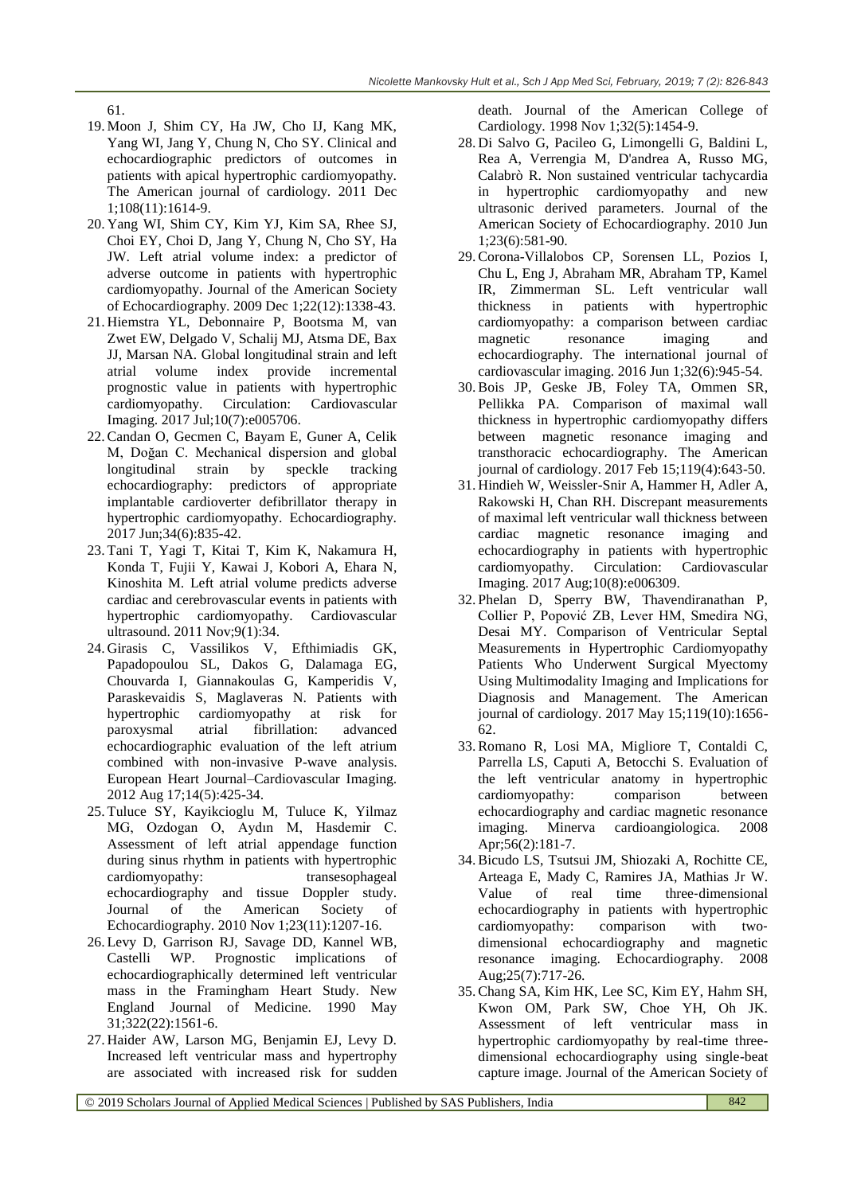61.

19. Moon J, Shim CY, Ha JW, Cho IJ, Kang MK, Yang WI, Jang Y, Chung N, Cho SY. Clinical and echocardiographic predictors of outcomes in patients with apical hypertrophic cardiomyopathy. The American journal of cardiology. 2011 Dec 1;108(11):1614-9.
20. Yang WI, Shim CY, Kim YJ, Kim SA, Rhee SJ, Choi EY, Choi D, Jang Y, Chung N, Cho SY, Ha JW. Left atrial volume index: a predictor of adverse outcome in patients with hypertrophic cardiomyopathy. Journal of the American Society of Echocardiography. 2009 Dec 1;22(12):1338-43.
21. Hiemstra YL, Debonnaire P, Bootsma M, van Zwet EW, Delgado V, Schalij MJ, Atsma DE, Bax JJ, Marsan NA. Global longitudinal strain and left atrial volume index provide incremental prognostic value in patients with hypertrophic cardiomyopathy. Circulation: Cardiovascular Imaging. 2017 Jul;10(7):e005706.
22. Candan O, Gecmen C, Bayam E, Guner A, Celik M, Doğan C. Mechanical dispersion and global longitudinal strain by speckle tracking echocardiography: predictors of appropriate implantable cardioverter defibrillator therapy in hypertrophic cardiomyopathy. Echocardiography. 2017 Jun;34(6):835-42.
23. Tani T, Yagi T, Kitai T, Kim K, Nakamura H, Konda T, Fujii Y, Kawai J, Kobori A, Ehara N, Kinoshita M. Left atrial volume predicts adverse cardiac and cerebrovascular events in patients with hypertrophic cardiomyopathy. Cardiovascular ultrasound. 2011 Nov;9(1):34.
24. Girasis C, Vassilikos V, Efthimiadis GK, Papadopoulou SL, Dakos G, Dalamaga EG, Chouvarda I, Giannakoulas G, Kamperidis V, Paraskevaidis S, Maglaveras N. Patients with hypertrophic cardiomyopathy at risk for paroxysmal atrial fibrillation: advanced echocardiographic evaluation of the left atrium combined with non-invasive P-wave analysis. European Heart Journal–Cardiovascular Imaging. 2012 Aug 17;14(5):425-34.
25. Tuluce SY, Kayikcioglu M, Tuluce K, Yilmaz MG, Ozdogan O, Aydın M, Hasdemir C. Assessment of left atrial appendage function during sinus rhythm in patients with hypertrophic cardiomyopathy: transesophageal echocardiography and tissue Doppler study. Journal of the American Society of Echocardiography. 2010 Nov 1;23(11):1207-16.
26. Levy D, Garrison RJ, Savage DD, Kannel WB, Castelli WP. Prognostic implications of echocardiographically determined left ventricular mass in the Framingham Heart Study. New England Journal of Medicine. 1990 May 31;322(22):1561-6.
27. Haider AW, Larson MG, Benjamin EJ, Levy D. Increased left ventricular mass and hypertrophy are associated with increased risk for sudden death. Journal of the American College of Cardiology. 1998 Nov 1;32(5):1454-9.
28. Di Salvo G, Pacileo G, Limongelli G, Baldini L, Rea A, Verrengia M, D'andrea A, Russo MG, Calabrò R. Non sustained ventricular tachycardia in hypertrophic cardiomyopathy and new ultrasonic derived parameters. Journal of the American Society of Echocardiography. 2010 Jun 1;23(6):581-90.
29. Corona-Villalobos CP, Sorensen LL, Pozios I, Chu L, Eng J, Abraham MR, Abraham TP, Kamel IR, Zimmerman SL. Left ventricular wall thickness in patients with hypertrophic cardiomyopathy: a comparison between cardiac magnetic resonance imaging and echocardiography. The international journal of cardiovascular imaging. 2016 Jun 1;32(6):945-54.
30. Bois JP, Geske JB, Foley TA, Ommen SR, Pellikka PA. Comparison of maximal wall thickness in hypertrophic cardiomyopathy differs between magnetic resonance imaging and transthoracic echocardiography. The American journal of cardiology. 2017 Feb 15;119(4):643-50.
31. Hindieh W, Weissler-Snir A, Hammer H, Adler A, Rakowski H, Chan RH. Discrepant measurements of maximal left ventricular wall thickness between cardiac magnetic resonance imaging and echocardiography in patients with hypertrophic cardiomyopathy. Circulation: Cardiovascular Imaging. 2017 Aug;10(8):e006309.
32. Phelan D, Sperry BW, Thavendiranathan P, Collier P, Popović ZB, Lever HM, Smedira NG, Desai MY. Comparison of Ventricular Septal Measurements in Hypertrophic Cardiomyopathy Patients Who Underwent Surgical Myectomy Using Multimodality Imaging and Implications for Diagnosis and Management. The American journal of cardiology. 2017 May 15;119(10):1656-62.
33. Romano R, Losi MA, Migliore T, Contaldi C, Parrella LS, Caputi A, Betocchi S. Evaluation of the left ventricular anatomy in hypertrophic cardiomyopathy: comparison between echocardiography and cardiac magnetic resonance imaging. Minerva cardioangiologica. 2008 Apr;56(2):181-7.
34. Bicudo LS, Tsutsui JM, Shiozaki A, Rochitte CE, Arteaga E, Mady C, Ramires JA, Mathias Jr W. Value of real time three-dimensional echocardiography in patients with hypertrophic cardiomyopathy: comparison with two-dimensional echocardiography and magnetic resonance imaging. Echocardiography. 2008 Aug;25(7):717-26.
35. Chang SA, Kim HK, Lee SC, Kim EY, Hahm SH, Kwon OM, Park SW, Choe YH, Oh JK. Assessment of left ventricular mass in hypertrophic cardiomyopathy by real-time three-dimensional echocardiography using single-beat capture image. Journal of the American Society of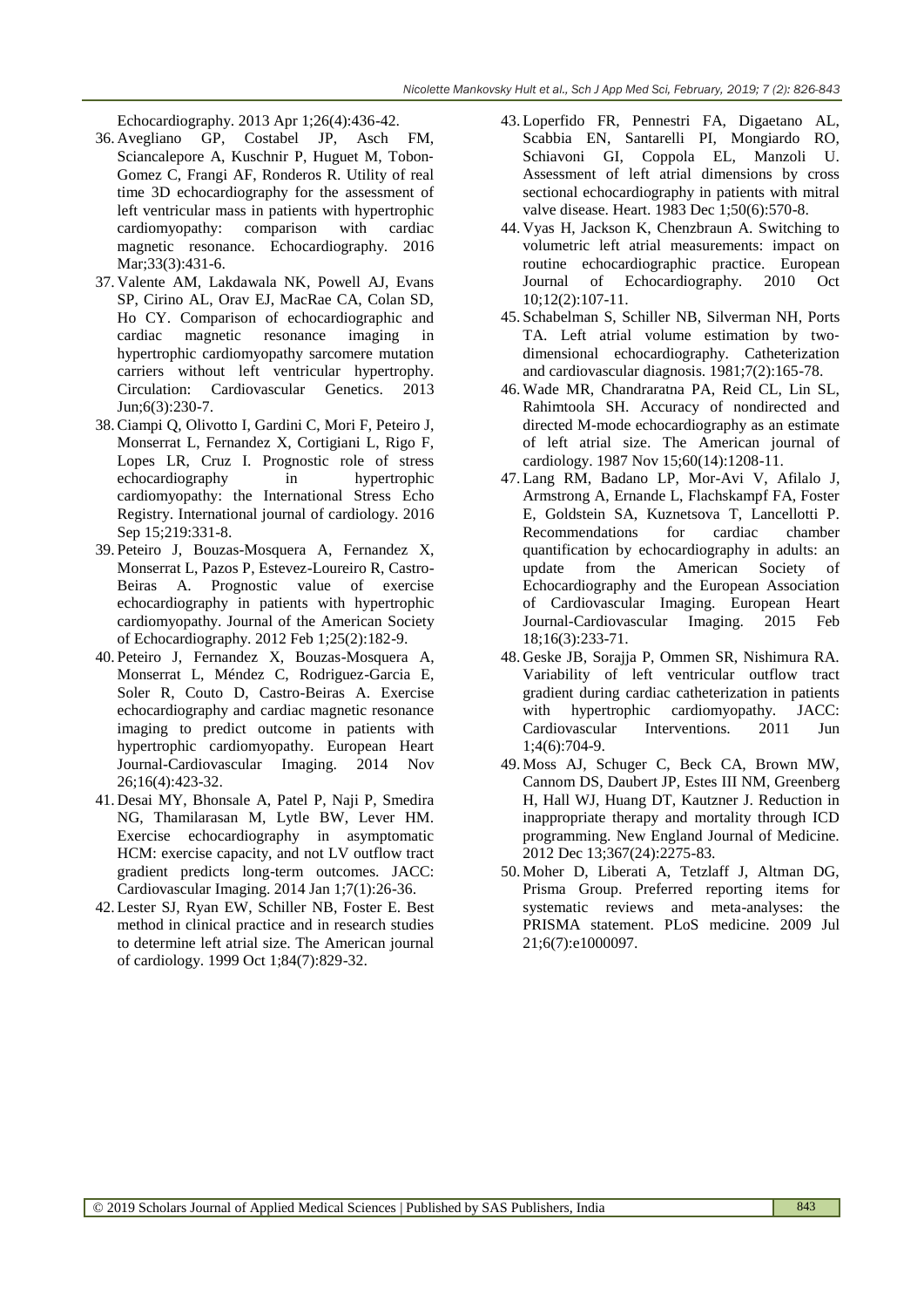Echocardiography. 2013 Apr 1;26(4):436-42.

36. Avegliano GP, Costabel JP, Asch FM, Sciancalepore A, Kuschnir P, Huguet M, Tobon-Gomez C, Frangi AF, Ronderos R. Utility of real time 3D echocardiography for the assessment of left ventricular mass in patients with hypertrophic cardiomyopathy: comparison with cardiac magnetic resonance. Echocardiography. 2016 Mar;33(3):431-6.
37. Valente AM, Lakdawala NK, Powell AJ, Evans SP, Cirino AL, Orav EJ, MacRae CA, Colan SD, Ho CY. Comparison of echocardiographic and cardiac magnetic resonance imaging in hypertrophic cardiomyopathy sarcomere mutation carriers without left ventricular hypertrophy. Circulation: Cardiovascular Genetics. 2013 Jun;6(3):230-7.
38. Ciampi Q, Olivotto I, Gardini C, Mori F, Peteiro J, Monserrat L, Fernandez X, Cortigiani L, Rigo F, Lopes LR, Cruz I. Prognostic role of stress echocardiography in hypertrophic cardiomyopathy: the International Stress Echo Registry. International journal of cardiology. 2016 Sep 15;219:331-8.
39. Peteiro J, Bouzas-Mosquera A, Fernandez X, Monserrat L, Pazos P, Estevez-Loureiro R, Castro-Beiras A. Prognostic value of exercise echocardiography in patients with hypertrophic cardiomyopathy. Journal of the American Society of Echocardiography. 2012 Feb 1;25(2):182-9.
40. Peteiro J, Fernandez X, Bouzas-Mosquera A, Monserrat L, Méndez C, Rodriguez-Garcia E, Soler R, Couto D, Castro-Beiras A. Exercise echocardiography and cardiac magnetic resonance imaging to predict outcome in patients with hypertrophic cardiomyopathy. European Heart Journal-Cardiovascular Imaging. 2014 Nov 26;16(4):423-32.
41. Desai MY, Bhonsale A, Patel P, Naji P, Smedira NG, Thamilarasan M, Lytle BW, Lever HM. Exercise echocardiography in asymptomatic HCM: exercise capacity, and not LV outflow tract gradient predicts long-term outcomes. JACC: Cardiovascular Imaging. 2014 Jan 1;7(1):26-36.
42. Lester SJ, Ryan EW, Schiller NB, Foster E. Best method in clinical practice and in research studies to determine left atrial size. The American journal of cardiology. 1999 Oct 1;84(7):829-32.
43. Loperfido FR, Pennestri FA, Digaetano AL, Scabbia EN, Santarelli PI, Mongiardo RO, Schiavoni GI, Coppola EL, Manzoli U. Assessment of left atrial dimensions by cross sectional echocardiography in patients with mitral valve disease. Heart. 1983 Dec 1;50(6):570-8.
44. Vyas H, Jackson K, Chenzbraun A. Switching to volumetric left atrial measurements: impact on routine echocardiographic practice. European Journal of Echocardiography. 2010 Oct 10;12(2):107-11.
45. Schabelman S, Schiller NB, Silverman NH, Ports TA. Left atrial volume estimation by two-dimensional echocardiography. Catheterization and cardiovascular diagnosis. 1981;7(2):165-78.
46. Wade MR, Chandraratna PA, Reid CL, Lin SL, Rahimtoola SH. Accuracy of nondirected and directed M-mode echocardiography as an estimate of left atrial size. The American journal of cardiology. 1987 Nov 15;60(14):1208-11.
47. Lang RM, Badano LP, Mor-Avi V, Afilalo J, Armstrong A, Ernande L, Flachskampf FA, Foster E, Goldstein SA, Kuznetsova T, Lancellotti P. Recommendations for cardiac chamber quantification by echocardiography in adults: an update from the American Society of Echocardiography and the European Association of Cardiovascular Imaging. European Heart Journal-Cardiovascular Imaging. 2015 Feb 18;16(3):233-71.
48. Geske JB, Sorajja P, Ommen SR, Nishimura RA. Variability of left ventricular outflow tract gradient during cardiac catheterization in patients with hypertrophic cardiomyopathy. JACC: Cardiovascular Interventions. 2011 Jun 1;4(6):704-9.
49. Moss AJ, Schuger C, Beck CA, Brown MW, Cannom DS, Daubert JP, Estes III NM, Greenberg H, Hall WJ, Huang DT, Kautzner J. Reduction in inappropriate therapy and mortality through ICD programming. New England Journal of Medicine. 2012 Dec 13;367(24):2275-83.
50. Moher D, Liberati A, Tetzlaff J, Altman DG, Prisma Group. Preferred reporting items for systematic reviews and meta-analyses: the PRISMA statement. PLoS medicine. 2009 Jul 21;6(7):e1000097.